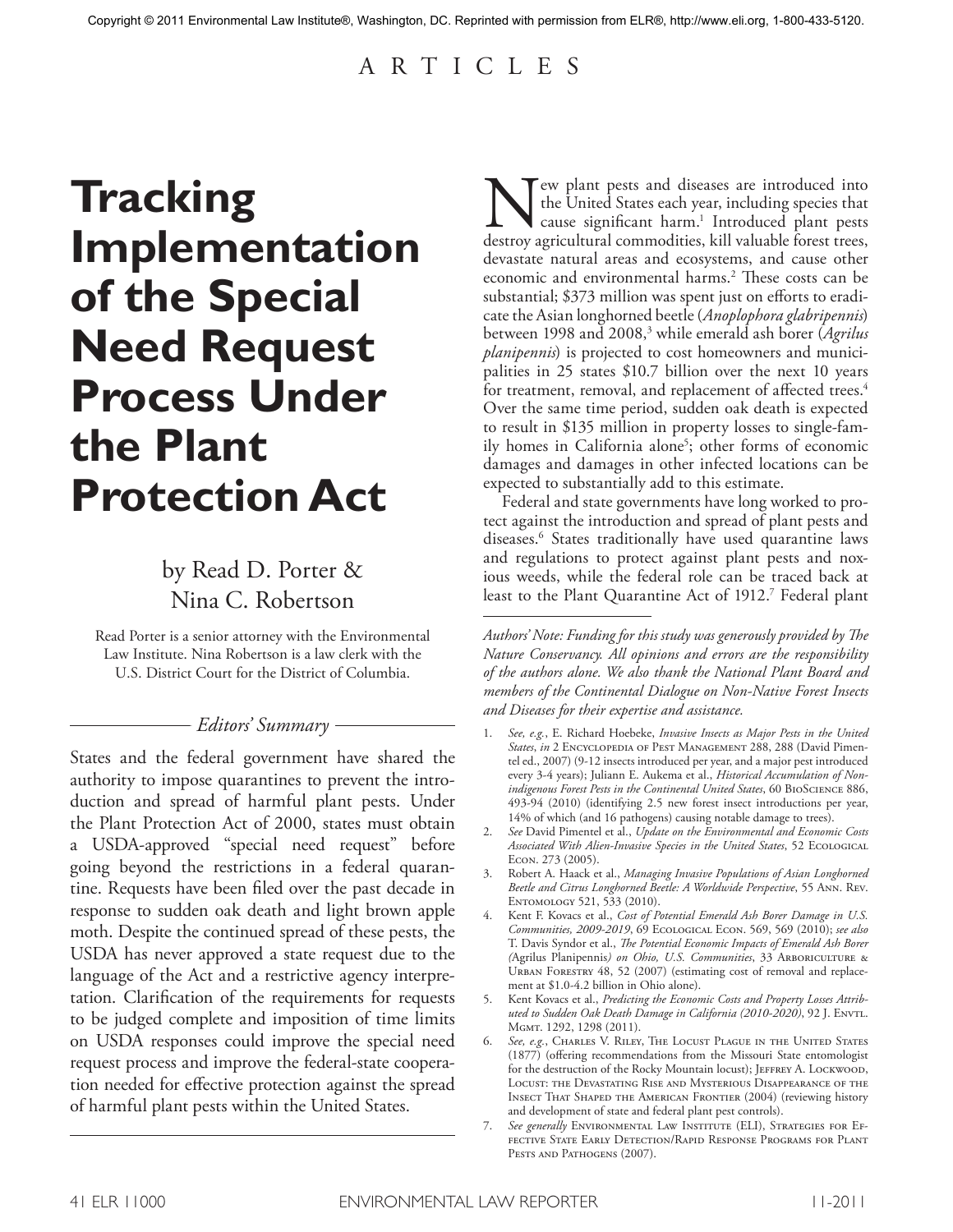Copyright © 2011 Environmental Law Institute®, Washington, DC. Reprinted with permission from ELR®, http://www.eli.org, 1-800-433-5120.

ARTICLES

# Tracking Implementation of the Special Need Request Process Under the Plant Protection Act

by Read D. Porter & Nina C. Robertson

Read Porter is a senior attorney with the Environmental Law Institute. Nina Robertson is a law clerk with the U.S. District Court for the District of Columbia.

*Editors' Summary*

States and the federal government have shared the authority to impose quarantines to prevent the introduction and spread of harmful plant pests. Under the Plant Protection Act of 2000, states must obtain a USDA-approved "special need request" before going beyond the restrictions in a federal quarantine. Requests have been filed over the past decade in response to sudden oak death and light brown apple moth. Despite the continued spread of these pests, the USDA has never approved a state request due to the language of the Act and a restrictive agency interpretation. Clarification of the requirements for requests to be judged complete and imposition of time limits on USDA responses could improve the special need request process and improve the federal-state cooperation needed for effective protection against the spread of harmful plant pests within the United States.

New plant pests and diseases are introduced into the United States each year, including species that cause significant harm.[1] Introduced plant pests destroy agricultural commodities, kill valuable forest trees, devastate natural areas and ecosystems, and cause other economic and environmental harms.[2] These costs can be substantial; $373 million was spent just on efforts to eradicate the Asian longhorned beetle (*Anoplophora glabripennis*) between 1998 and 2008,[3] while emerald ash borer (*Agrilus planipennis*) is projected to cost homeowners and municipalities in 25 states $10.7 billion over the next 10 years for treatment, removal, and replacement of affected trees.[4] Over the same time period, sudden oak death is expected to result in $135 million in property losses to single-family homes in California alone[5]; other forms of economic damages and damages in other infected locations can be expected to substantially add to this estimate.

Federal and state governments have long worked to protect against the introduction and spread of plant pests and diseases.[6] States traditionally have used quarantine laws and regulations to protect against plant pests and noxious weeds, while the federal role can be traced back at least to the Plant Quarantine Act of 1912.[7] Federal plant

*Authors' Note: Funding for this study was generously provided by The Nature Conservancy. All opinions and errors are the responsibility of the authors alone. We also thank the National Plant Board and members of the Continental Dialogue on Non-Native Forest Insects and Diseases for their expertise and assistance.*

1. *See, e.g.*, E. Richard Hoebeke, *Invasive Insects as Major Pests in the United States*, *in* 2 Encyclopedia of Pest Management 288, 288 (David Pimentel ed., 2007) (9-12 insects introduced per year, and a major pest introduced every 3-4 years); Juliann E. Aukema et al., *Historical Accumulation of Nonindigenous Forest Pests in the Continental United States*, 60 BioScience 886, 493-94 (2010) (identifying 2.5 new forest insect introductions per year, 14% of which (and 16 pathogens) causing notable damage to trees).
2. *See* David Pimentel et al., *Update on the Environmental and Economic Costs Associated With Alien-Invasive Species in the United States*, 52 Ecological Econ. 273 (2005).
3. Robert A. Haack et al., *Managing Invasive Populations of Asian Longhorned Beetle and Citrus Longhorned Beetle: A Worldwide Perspective*, 55 Ann. Rev. Entomology 521, 533 (2010).
4. Kent F. Kovacs et al., *Cost of Potential Emerald Ash Borer Damage in U.S. Communities, 2009-2019*, 69 Ecological Econ. 569, 569 (2010); *see also* T. Davis Syndor et al., *The Potential Economic Impacts of Emerald Ash Borer (*Agrilus Planipennis*) on Ohio, U.S. Communities*, 33 Arboriculture & Urban Forestry 48, 52 (2007) (estimating cost of removal and replacement at $1.0-4.2 billion in Ohio alone).
5. Kent Kovacs et al., *Predicting the Economic Costs and Property Losses Attributed to Sudden Oak Death Damage in California (2010-2020)*, 92 J. Envtl. Mgmt. 1292, 1298 (2011).
6. *See, e.g.*, Charles V. Riley, The Locust Plague in the United States (1877) (offering recommendations from the Missouri State entomologist for the destruction of the Rocky Mountain locust); Jeffrey A. Lockwood, Locust: the Devastating Rise and Mysterious Disappearance of the Insect That Shaped the American Frontier (2004) (reviewing history and development of state and federal plant pest controls).
7. *See generally* Environmental Law Institute (ELI), Strategies for Effective State Early Detection/Rapid Response Programs for Plant Pests and Pathogens (2007).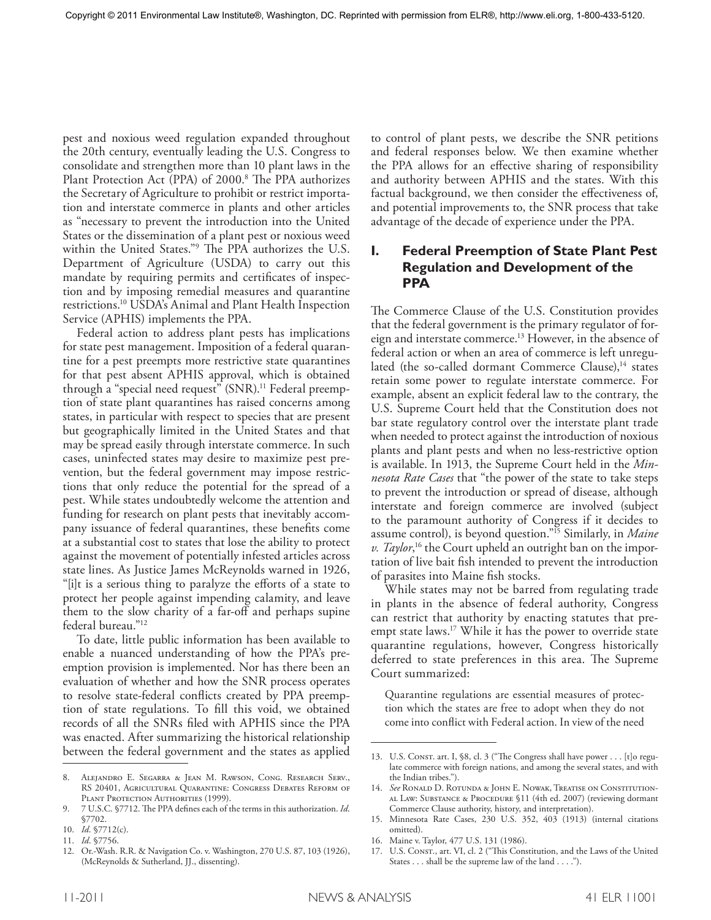pest and noxious weed regulation expanded throughout the 20th century, eventually leading the U.S. Congress to consolidate and strengthen more than 10 plant laws in the Plant Protection Act (PPA) of 2000.[8] The PPA authorizes the Secretary of Agriculture to prohibit or restrict importation and interstate commerce in plants and other articles as "necessary to prevent the introduction into the United States or the dissemination of a plant pest or noxious weed within the United States."[9] The PPA authorizes the U.S. Department of Agriculture (USDA) to carry out this mandate by requiring permits and certificates of inspection and by imposing remedial measures and quarantine restrictions.[10] USDA's Animal and Plant Health Inspection Service (APHIS) implements the PPA.

Federal action to address plant pests has implications for state pest management. Imposition of a federal quarantine for a pest preempts more restrictive state quarantines for that pest absent APHIS approval, which is obtained through a "special need request" (SNR).[11] Federal preemption of state plant quarantines has raised concerns among states, in particular with respect to species that are present but geographically limited in the United States and that may be spread easily through interstate commerce. In such cases, uninfected states may desire to maximize pest prevention, but the federal government may impose restrictions that only reduce the potential for the spread of a pest. While states undoubtedly welcome the attention and funding for research on plant pests that inevitably accompany issuance of federal quarantines, these benefits come at a substantial cost to states that lose the ability to protect against the movement of potentially infested articles across state lines. As Justice James McReynolds warned in 1926, "[i]t is a serious thing to paralyze the efforts of a state to protect her people against impending calamity, and leave them to the slow charity of a far-off and perhaps supine federal bureau."[12]

To date, little public information has been available to enable a nuanced understanding of how the PPA's preemption provision is implemented. Nor has there been an evaluation of whether and how the SNR process operates to resolve state-federal conflicts created by PPA preemption of state regulations. To fill this void, we obtained records of all the SNRs filed with APHIS since the PPA was enacted. After summarizing the historical relationship between the federal government and the states as applied to control of plant pests, we describe the SNR petitions and federal responses below. We then examine whether the PPA allows for an effective sharing of responsibility and authority between APHIS and the states. With this factual background, we then consider the effectiveness of, and potential improvements to, the SNR process that take advantage of the decade of experience under the PPA.

## I. Federal Preemption of State Plant Pest Regulation and Development of the PPA

The Commerce Clause of the U.S. Constitution provides that the federal government is the primary regulator of foreign and interstate commerce.[13] However, in the absence of federal action or when an area of commerce is left unregulated (the so-called dormant Commerce Clause),[14] states retain some power to regulate interstate commerce. For example, absent an explicit federal law to the contrary, the U.S. Supreme Court held that the Constitution does not bar state regulatory control over the interstate plant trade when needed to protect against the introduction of noxious plants and plant pests and when no less-restrictive option is available. In 1913, the Supreme Court held in the *Minnesota Rate Cases* that "the power of the state to take steps to prevent the introduction or spread of disease, although interstate and foreign commerce are involved (subject to the paramount authority of Congress if it decides to assume control), is beyond question."[15] Similarly, in *Maine v. Taylor*,[16] the Court upheld an outright ban on the importation of live bait fish intended to prevent the introduction of parasites into Maine fish stocks.

While states may not be barred from regulating trade in plants in the absence of federal authority, Congress can restrict that authority by enacting statutes that preempt state laws.[17] While it has the power to override state quarantine regulations, however, Congress historically deferred to state preferences in this area. The Supreme Court summarized:

> Quarantine regulations are essential measures of protection which the states are free to adopt when they do not come into conflict with Federal action. In view of the need

---

8. Alejandro E. Segarra & Jean M. Rawson, Cong. Research Serv., RS 20401, Agricultural Quarantine: Congress Debates Reform of Plant Protection Authorities (1999).
9. 7 U.S.C. §7712. The PPA defines each of the terms in this authorization. *Id.* §7702.
10. *Id.* §7712(c).
11. *Id.* §7756.
12. Or.-Wash. R.R. & Navigation Co. v. Washington, 270 U.S. 87, 103 (1926), (McReynolds & Sutherland, JJ., dissenting).
13. U.S. Const. art. I, §8, cl. 3 ("The Congress shall have power . . . [t]o regulate commerce with foreign nations, and among the several states, and with the Indian tribes.").
14. *See* Ronald D. Rotunda & John E. Nowak, Treatise on Constitutional Law: Substance & Procedure §11 (4th ed. 2007) (reviewing dormant Commerce Clause authority, history, and interpretation).
15. Minnesota Rate Cases, 230 U.S. 352, 403 (1913) (internal citations omitted).
16. Maine v. Taylor, 477 U.S. 131 (1986).
17. U.S. Const., art. VI, cl. 2 ("This Constitution, and the Laws of the United States . . . shall be the supreme law of the land . . . .").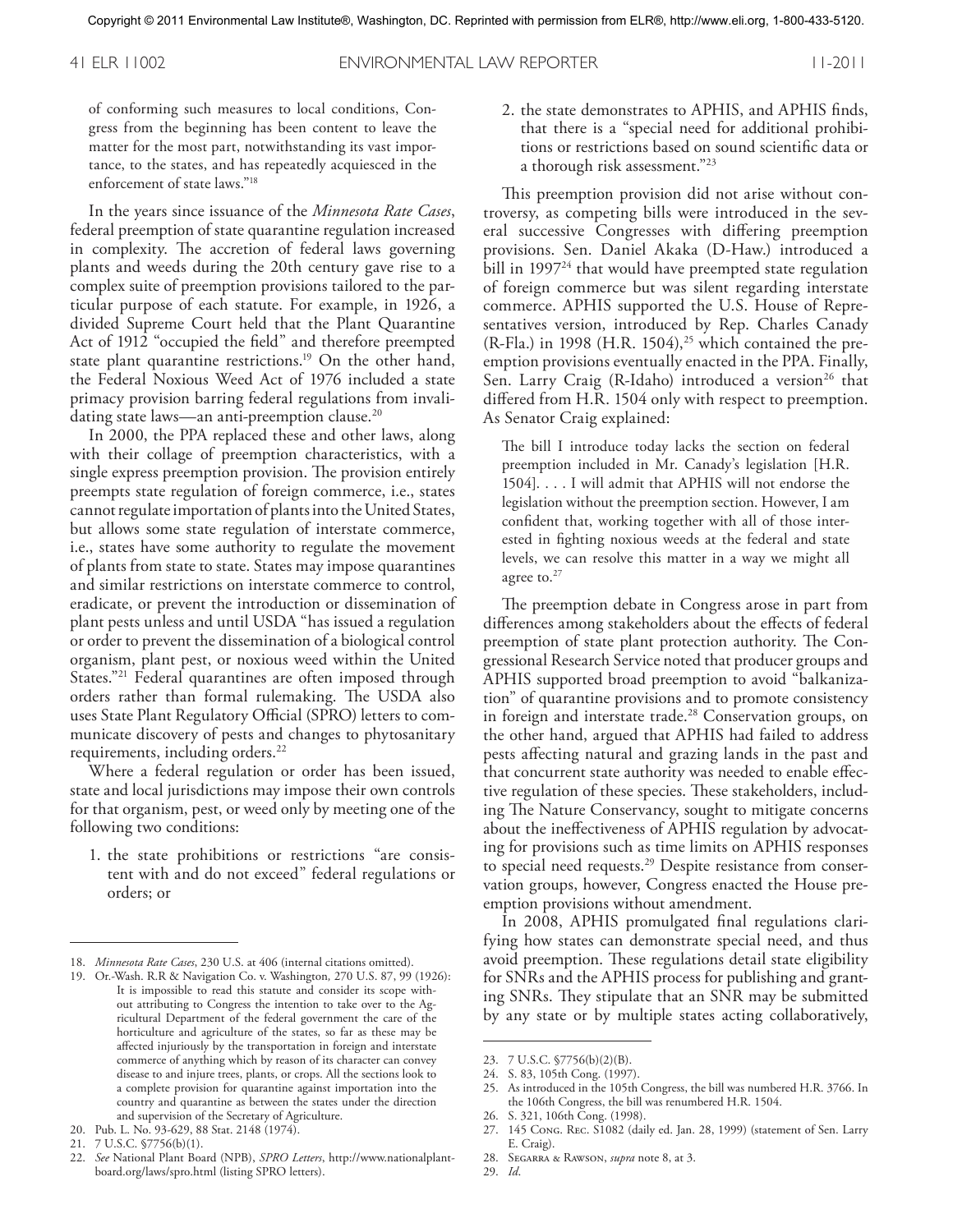of conforming such measures to local conditions, Congress from the beginning has been content to leave the matter for the most part, notwithstanding its vast importance, to the states, and has repeatedly acquiesced in the enforcement of state laws."[18]

In the years since issuance of the *Minnesota Rate Cases*, federal preemption of state quarantine regulation increased in complexity. The accretion of federal laws governing plants and weeds during the 20th century gave rise to a complex suite of preemption provisions tailored to the particular purpose of each statute. For example, in 1926, a divided Supreme Court held that the Plant Quarantine Act of 1912 "occupied the field" and therefore preempted state plant quarantine restrictions.[19] On the other hand, the Federal Noxious Weed Act of 1976 included a state primacy provision barring federal regulations from invalidating state laws—an anti-preemption clause.[20]

In 2000, the PPA replaced these and other laws, along with their collage of preemption characteristics, with a single express preemption provision. The provision entirely preempts state regulation of foreign commerce, i.e., states cannot regulate importation of plants into the United States, but allows some state regulation of interstate commerce, i.e., states have some authority to regulate the movement of plants from state to state. States may impose quarantines and similar restrictions on interstate commerce to control, eradicate, or prevent the introduction or dissemination of plant pests unless and until USDA "has issued a regulation or order to prevent the dissemination of a biological control organism, plant pest, or noxious weed within the United States."[21] Federal quarantines are often imposed through orders rather than formal rulemaking. The USDA also uses State Plant Regulatory Official (SPRO) letters to communicate discovery of pests and changes to phytosanitary requirements, including orders.[22]

Where a federal regulation or order has been issued, state and local jurisdictions may impose their own controls for that organism, pest, or weed only by meeting one of the following two conditions:

1. the state prohibitions or restrictions "are consistent with and do not exceed" federal regulations or orders; or
2. the state demonstrates to APHIS, and APHIS finds, that there is a "special need for additional prohibitions or restrictions based on sound scientific data or a thorough risk assessment."[23]

This preemption provision did not arise without controversy, as competing bills were introduced in the several successive Congresses with differing preemption provisions. Sen. Daniel Akaka (D-Haw.) introduced a bill in 1997[24] that would have preempted state regulation of foreign commerce but was silent regarding interstate commerce. APHIS supported the U.S. House of Representatives version, introduced by Rep. Charles Canady (R-Fla.) in 1998 (H.R. 1504),[25] which contained the preemption provisions eventually enacted in the PPA. Finally, Sen. Larry Craig (R-Idaho) introduced a version[26] that differed from H.R. 1504 only with respect to preemption. As Senator Craig explained:

> The bill I introduce today lacks the section on federal preemption included in Mr. Canady's legislation [H.R. 1504]. . . . I will admit that APHIS will not endorse the legislation without the preemption section. However, I am confident that, working together with all of those interested in fighting noxious weeds at the federal and state levels, we can resolve this matter in a way we might all agree to.[27]

The preemption debate in Congress arose in part from differences among stakeholders about the effects of federal preemption of state plant protection authority. The Congressional Research Service noted that producer groups and APHIS supported broad preemption to avoid "balkanization" of quarantine provisions and to promote consistency in foreign and interstate trade.[28] Conservation groups, on the other hand, argued that APHIS had failed to address pests affecting natural and grazing lands in the past and that concurrent state authority was needed to enable effective regulation of these species. These stakeholders, including The Nature Conservancy, sought to mitigate concerns about the ineffectiveness of APHIS regulation by advocating for provisions such as time limits on APHIS responses to special need requests.[29] Despite resistance from conservation groups, however, Congress enacted the House preemption provisions without amendment.

In 2008, APHIS promulgated final regulations clarifying how states can demonstrate special need, and thus avoid preemption. These regulations detail state eligibility for SNRs and the APHIS process for publishing and granting SNRs. They stipulate that an SNR may be submitted by any state or by multiple states acting collaboratively,

---

18. *Minnesota Rate Cases*, 230 U.S. at 406 (internal citations omitted).
19. Or.-Wash. R.R & Navigation Co. v. Washington, 270 U.S. 87, 99 (1926): It is impossible to read this statute and consider its scope without attributing to Congress the intention to take over to the Agricultural Department of the federal government the care of the horticulture and agriculture of the states, so far as these may be affected injuriously by the transportation in foreign and interstate commerce of anything which by reason of its character can convey disease to and injure trees, plants, or crops. All the sections look to a complete provision for quarantine against importation into the country and quarantine as between the states under the direction and supervision of the Secretary of Agriculture.
20. Pub. L. No. 93-629, 88 Stat. 2148 (1974).
21. 7 U.S.C. §7756(b)(1).
22. *See* National Plant Board (NPB), *SPRO Letters*, http://www.nationalplantboard.org/laws/spro.html (listing SPRO letters).
23. 7 U.S.C. §7756(b)(2)(B).
24. S. 83, 105th Cong. (1997).
25. As introduced in the 105th Congress, the bill was numbered H.R. 3766. In the 106th Congress, the bill was renumbered H.R. 1504.
26. S. 321, 106th Cong. (1998).
27. 145 Cong. Rec. S1082 (daily ed. Jan. 28, 1999) (statement of Sen. Larry E. Craig).
28. Segarra & Rawson, *supra* note 8, at 3.
29. *Id*.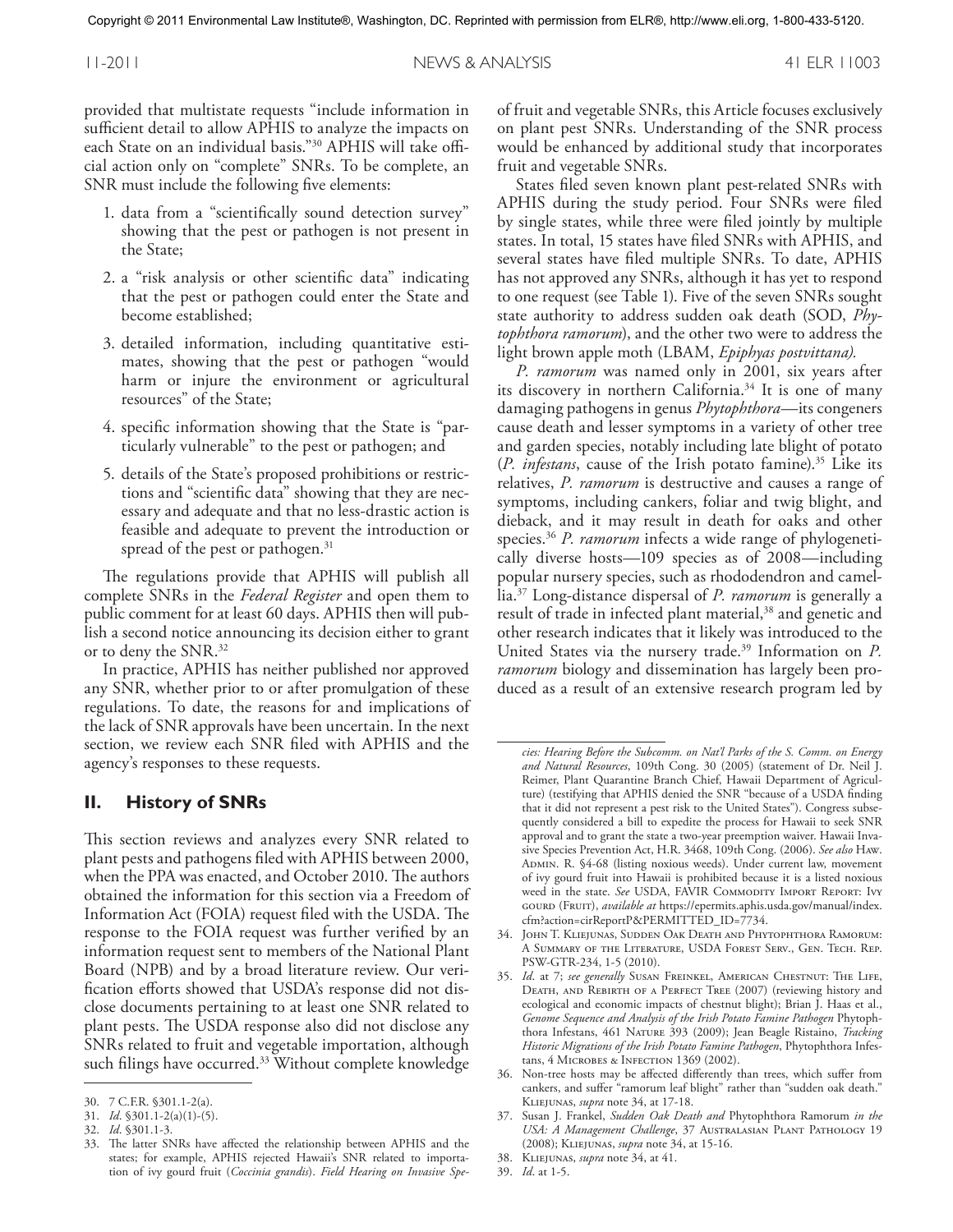provided that multistate requests "include information in sufficient detail to allow APHIS to analyze the impacts on each State on an individual basis."[30] APHIS will take official action only on "complete" SNRs. To be complete, an SNR must include the following five elements:

1. data from a "scientifically sound detection survey" showing that the pest or pathogen is not present in the State;
2. a "risk analysis or other scientific data" indicating that the pest or pathogen could enter the State and become established;
3. detailed information, including quantitative estimates, showing that the pest or pathogen "would harm or injure the environment or agricultural resources" of the State;
4. specific information showing that the State is "particularly vulnerable" to the pest or pathogen; and
5. details of the State's proposed prohibitions or restrictions and "scientific data" showing that they are necessary and adequate and that no less-drastic action is feasible and adequate to prevent the introduction or spread of the pest or pathogen.[31]

The regulations provide that APHIS will publish all complete SNRs in the *Federal Register* and open them to public comment for at least 60 days. APHIS then will publish a second notice announcing its decision either to grant or to deny the SNR.[32]

In practice, APHIS has neither published nor approved any SNR, whether prior to or after promulgation of these regulations. To date, the reasons for and implications of the lack of SNR approvals have been uncertain. In the next section, we review each SNR filed with APHIS and the agency's responses to these requests.

## II. History of SNRs

This section reviews and analyzes every SNR related to plant pests and pathogens filed with APHIS between 2000, when the PPA was enacted, and October 2010. The authors obtained the information for this section via a Freedom of Information Act (FOIA) request filed with the USDA. The response to the FOIA request was further verified by an information request sent to members of the National Plant Board (NPB) and by a broad literature review. Our verification efforts showed that USDA's response did not disclose documents pertaining to at least one SNR related to plant pests. The USDA response also did not disclose any SNRs related to fruit and vegetable importation, although such filings have occurred.[33] Without complete knowledge of fruit and vegetable SNRs, this Article focuses exclusively on plant pest SNRs. Understanding of the SNR process would be enhanced by additional study that incorporates fruit and vegetable SNRs.

States filed seven known plant pest-related SNRs with APHIS during the study period. Four SNRs were filed by single states, while three were filed jointly by multiple states. In total, 15 states have filed SNRs with APHIS, and several states have filed multiple SNRs. To date, APHIS has not approved any SNRs, although it has yet to respond to one request (see Table 1). Five of the seven SNRs sought state authority to address sudden oak death (SOD, *Phytophthora ramorum*), and the other two were to address the light brown apple moth (LBAM, *Epiphyas postvittana).*

*P. ramorum* was named only in 2001, six years after its discovery in northern California.[34] It is one of many damaging pathogens in genus *Phytophthora*—its congeners cause death and lesser symptoms in a variety of other tree and garden species, notably including late blight of potato (*P. infestans*, cause of the Irish potato famine).[35] Like its relatives, *P. ramorum* is destructive and causes a range of symptoms, including cankers, foliar and twig blight, and dieback, and it may result in death for oaks and other species.[36] *P. ramorum* infects a wide range of phylogenetically diverse hosts—109 species as of 2008—including popular nursery species, such as rhododendron and camellia.[37] Long-distance dispersal of *P. ramorum* is generally a result of trade in infected plant material,[38] and genetic and other research indicates that it likely was introduced to the United States via the nursery trade.[39] Information on *P. ramorum* biology and dissemination has largely been produced as a result of an extensive research program led by

---

30. 7 C.F.R. §301.1-2(a).
31. *Id*. §301.1-2(a)(1)-(5).
32. *Id*. §301.1-3.
33. The latter SNRs have affected the relationship between APHIS and the states; for example, APHIS rejected Hawaii's SNR related to importation of ivy gourd fruit (*Coccinia grandis*). *Field Hearing on Invasive Species: Hearing Before the Subcomm. on Nat'l Parks of the S. Comm. on Energy and Natural Resources*, 109th Cong. 30 (2005) (statement of Dr. Neil J. Reimer, Plant Quarantine Branch Chief, Hawaii Department of Agriculture) (testifying that APHIS denied the SNR "because of a USDA finding that it did not represent a pest risk to the United States"). Congress subsequently considered a bill to expedite the process for Hawaii to seek SNR approval and to grant the state a two-year preemption waiver. Hawaii Invasive Species Prevention Act, H.R. 3468, 109th Cong. (2006). *See also* Haw. Admin. R. §4-68 (listing noxious weeds). Under current law, movement of ivy gourd fruit into Hawaii is prohibited because it is a listed noxious weed in the state. *See* USDA, FAVIR Commodity Import Report: Ivy gourd (Fruit), *available at* https://epermits.aphis.usda.gov/manual/index.cfm?action=cirReportP&PERMITTED_ID=7734.
34. John T. Kliejunas, Sudden Oak Death and Phytophthora Ramorum: A Summary of the Literature, USDA Forest Serv., Gen. Tech. Rep. PSW-GTR-234, 1-5 (2010).
35. *Id*. at 7; *see generally* Susan Freinkel, American Chestnut: The Life, Death, and Rebirth of a Perfect Tree (2007) (reviewing history and ecological and economic impacts of chestnut blight); Brian J. Haas et al., *Genome Sequence and Analysis of the Irish Potato Famine Pathogen* Phytophthora Infestans, 461 Nature 393 (2009); Jean Beagle Ristaino, *Tracking Historic Migrations of the Irish Potato Famine Pathogen*, Phytophthora Infestans, 4 Microbes & Infection 1369 (2002).
36. Non-tree hosts may be affected differently than trees, which suffer from cankers, and suffer "ramorum leaf blight" rather than "sudden oak death." Kliejunas, *supra* note 34, at 17-18.
37. Susan J. Frankel, *Sudden Oak Death and* Phytophthora Ramorum *in the USA: A Management Challenge*, 37 Australasian Plant Pathology 19 (2008); Kliejunas, *supra* note 34, at 15-16.
38. Kliejunas, *supra* note 34, at 41.
39. *Id*. at 1-5.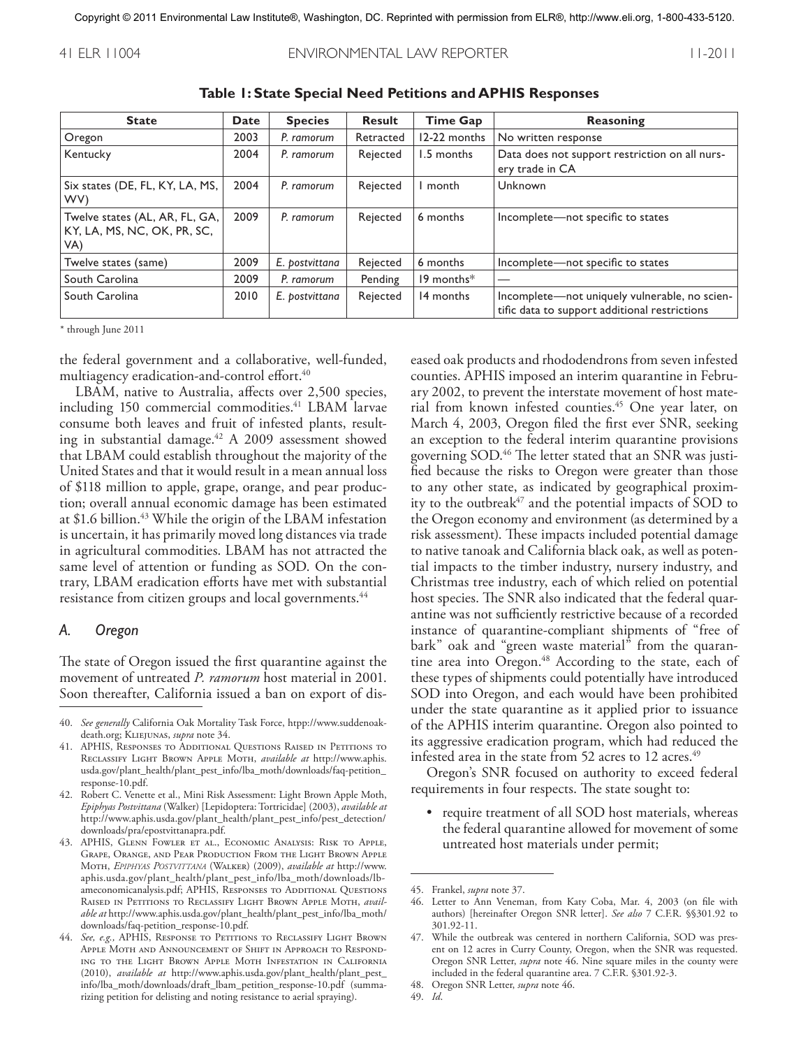**Table 1: State Special Need Petitions and APHIS Responses**

| State | Date | Species | Result | Time Gap | Reasoning |
|---|---|---|---|---|---|
| Oregon | 2003 | *P. ramorum* | Retracted | 12-22 months | No written response |
| Kentucky | 2004 | *P. ramorum* | Rejected | 1.5 months | Data does not support restriction on all nursery trade in CA |
| Six states (DE, FL, KY, LA, MS, WV) | 2004 | *P. ramorum* | Rejected | 1 month | Unknown |
| Twelve states (AL, AR, FL, GA, KY, LA, MS, NC, OK, PR, SC, VA) | 2009 | *P. ramorum* | Rejected | 6 months | Incomplete—not specific to states |
| Twelve states (same) | 2009 | *E. postvittana* | Rejected | 6 months | Incomplete—not specific to states |
| South Carolina | 2009 | *P. ramorum* | Pending | 19 months* | — |
| South Carolina | 2010 | *E. postvittana* | Rejected | 14 months | Incomplete—not uniquely vulnerable, no scientific data to support additional restrictions |

\* through June 2011

the federal government and a collaborative, well-funded, multiagency eradication-and-control effort.[40]

LBAM, native to Australia, affects over 2,500 species, including 150 commercial commodities.[41] LBAM larvae consume both leaves and fruit of infested plants, resulting in substantial damage.[42] A 2009 assessment showed that LBAM could establish throughout the majority of the United States and that it would result in a mean annual loss of $118 million to apple, grape, orange, and pear production; overall annual economic damage has been estimated at $1.6 billion.[43] While the origin of the LBAM infestation is uncertain, it has primarily moved long distances via trade in agricultural commodities. LBAM has not attracted the same level of attention or funding as SOD. On the contrary, LBAM eradication efforts have met with substantial resistance from citizen groups and local governments.[44]

### *A. Oregon*

The state of Oregon issued the first quarantine against the movement of untreated *P. ramorum* host material in 2001. Soon thereafter, California issued a ban on export of diseased oak products and rhododendrons from seven infested counties. APHIS imposed an interim quarantine in February 2002, to prevent the interstate movement of host material from known infested counties.[45] One year later, on March 4, 2003, Oregon filed the first ever SNR, seeking an exception to the federal interim quarantine provisions governing SOD.[46] The letter stated that an SNR was justified because the risks to Oregon were greater than those to any other state, as indicated by geographical proximity to the outbreak[47] and the potential impacts of SOD to the Oregon economy and environment (as determined by a risk assessment). These impacts included potential damage to native tanoak and California black oak, as well as potential impacts to the timber industry, nursery industry, and Christmas tree industry, each of which relied on potential host species. The SNR also indicated that the federal quarantine was not sufficiently restrictive because of a recorded instance of quarantine-compliant shipments of "free of bark" oak and "green waste material" from the quarantine area into Oregon.[48] According to the state, each of these types of shipments could potentially have introduced SOD into Oregon, and each would have been prohibited under the state quarantine as it applied prior to issuance of the APHIS interim quarantine. Oregon also pointed to its aggressive eradication program, which had reduced the infested area in the state from 52 acres to 12 acres.[49]

Oregon's SNR focused on authority to exceed federal requirements in four respects. The state sought to:

- require treatment of all SOD host materials, whereas the federal quarantine allowed for movement of some untreated host materials under permit;

---

40. *See generally* California Oak Mortality Task Force, htpp://www.suddenoakdeath.org; Kliejunas, *supra* note 34.
41. APHIS, Responses to Additional Questions Raised in Petitions to Reclassify Light Brown Apple Moth, *available at* http://www.aphis.usda.gov/plant_health/plant_pest_info/lba_moth/downloads/faq-petition_response-10.pdf.
42. Robert C. Venette et al., Mini Risk Assessment: Light Brown Apple Moth, *Epiphyas Postvittana* (Walker) [Lepidoptera: Tortricidae] (2003), *available at* http://www.aphis.usda.gov/plant_health/plant_pest_info/pest_detection/downloads/pra/epostvittanapra.pdf.
43. APHIS, Glenn Fowler et al., Economic Analysis: Risk to Apple, Grape, Orange, and Pear Production From the Light Brown Apple Moth, *Epiphyas Postvittana* (Walker) (2009), *available at* http://www.aphis.usda.gov/plant_health/plant_pest_info/lba_moth/downloads/lbameconomicanalysis.pdf; APHIS, Responses to Additional Questions Raised in Petitions to Reclassify Light Brown Apple Moth, *available at* http://www.aphis.usda.gov/plant_health/plant_pest_info/lba_moth/downloads/faq-petition_response-10.pdf.
44. *See, e.g.,* APHIS, Response to Petitions to Reclassify Light Brown Apple Moth and Announcement of Shift in Approach to Responding to the Light Brown Apple Moth Infestation in California (2010), *available at* http://www.aphis.usda.gov/plant_health/plant_pest_info/lba_moth/downloads/draft_lbam_petition_response-10.pdf (summarizing petition for delisting and noting resistance to aerial spraying).
45. Frankel, *supra* note 37.
46. Letter to Ann Veneman, from Katy Coba, Mar. 4, 2003 (on file with authors) [hereinafter Oregon SNR letter]. *See also* 7 C.F.R. §§301.92 to 301.92-11.
47. While the outbreak was centered in northern California, SOD was present on 12 acres in Curry County, Oregon, when the SNR was requested. Oregon SNR Letter, *supra* note 46. Nine square miles in the county were included in the federal quarantine area. 7 C.F.R. §301.92-3.
48. Oregon SNR Letter, *supra* note 46.
49. *Id*.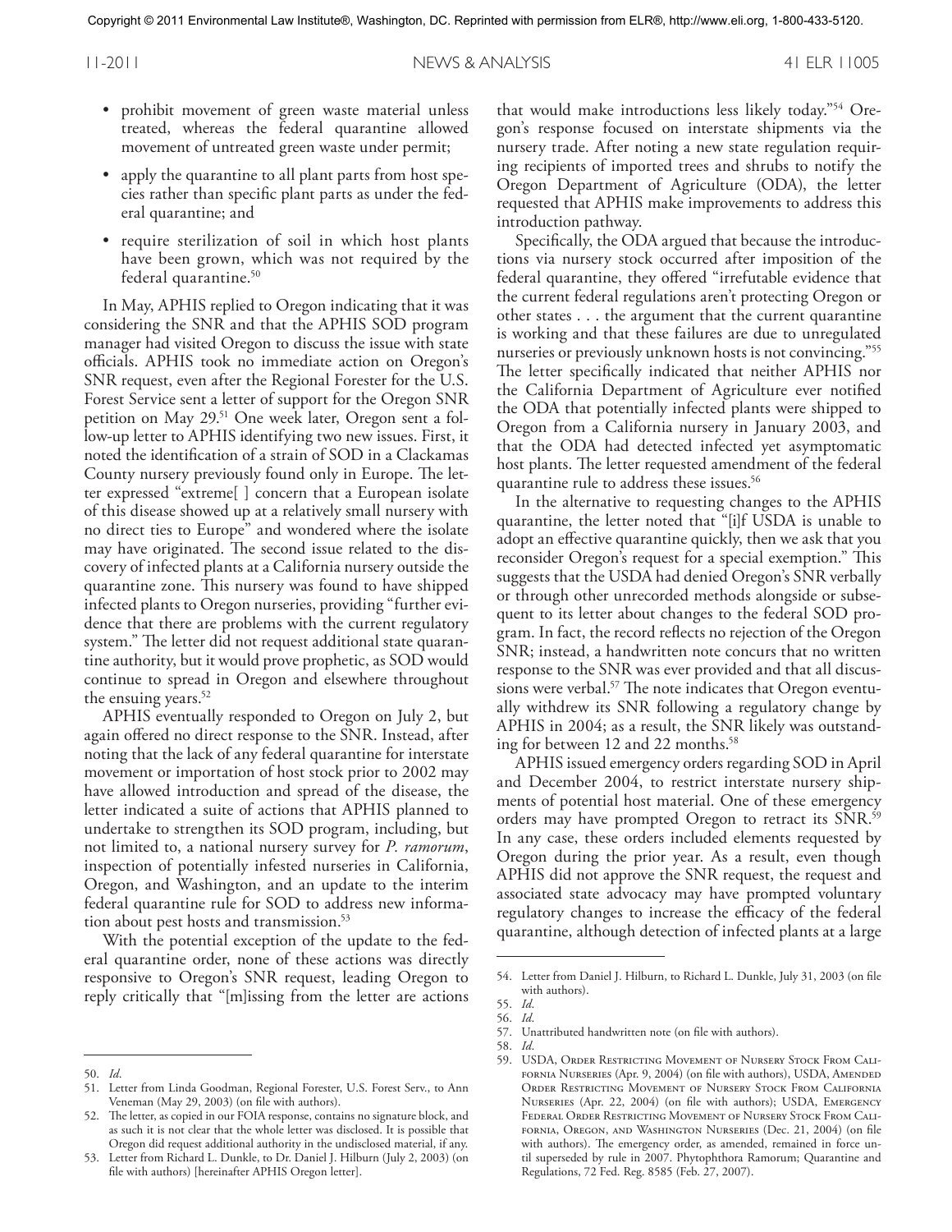- prohibit movement of green waste material unless treated, whereas the federal quarantine allowed movement of untreated green waste under permit;
- apply the quarantine to all plant parts from host species rather than specific plant parts as under the federal quarantine; and
- require sterilization of soil in which host plants have been grown, which was not required by the federal quarantine.[50]

In May, APHIS replied to Oregon indicating that it was considering the SNR and that the APHIS SOD program manager had visited Oregon to discuss the issue with state officials. APHIS took no immediate action on Oregon's SNR request, even after the Regional Forester for the U.S. Forest Service sent a letter of support for the Oregon SNR petition on May 29.[51] One week later, Oregon sent a follow-up letter to APHIS identifying two new issues. First, it noted the identification of a strain of SOD in a Clackamas County nursery previously found only in Europe. The letter expressed "extreme[ ] concern that a European isolate of this disease showed up at a relatively small nursery with no direct ties to Europe" and wondered where the isolate may have originated. The second issue related to the discovery of infected plants at a California nursery outside the quarantine zone. This nursery was found to have shipped infected plants to Oregon nurseries, providing "further evidence that there are problems with the current regulatory system." The letter did not request additional state quarantine authority, but it would prove prophetic, as SOD would continue to spread in Oregon and elsewhere throughout the ensuing years.[52]

APHIS eventually responded to Oregon on July 2, but again offered no direct response to the SNR. Instead, after noting that the lack of any federal quarantine for interstate movement or importation of host stock prior to 2002 may have allowed introduction and spread of the disease, the letter indicated a suite of actions that APHIS planned to undertake to strengthen its SOD program, including, but not limited to, a national nursery survey for *P. ramorum*, inspection of potentially infested nurseries in California, Oregon, and Washington, and an update to the interim federal quarantine rule for SOD to address new information about pest hosts and transmission.[53]

With the potential exception of the update to the federal quarantine order, none of these actions was directly responsive to Oregon's SNR request, leading Oregon to reply critically that "[m]issing from the letter are actions that would make introductions less likely today."[54] Oregon's response focused on interstate shipments via the nursery trade. After noting a new state regulation requiring recipients of imported trees and shrubs to notify the Oregon Department of Agriculture (ODA), the letter requested that APHIS make improvements to address this introduction pathway.

Specifically, the ODA argued that because the introductions via nursery stock occurred after imposition of the federal quarantine, they offered "irrefutable evidence that the current federal regulations aren't protecting Oregon or other states . . . the argument that the current quarantine is working and that these failures are due to unregulated nurseries or previously unknown hosts is not convincing."[55] The letter specifically indicated that neither APHIS nor the California Department of Agriculture ever notified the ODA that potentially infected plants were shipped to Oregon from a California nursery in January 2003, and that the ODA had detected infected yet asymptomatic host plants. The letter requested amendment of the federal quarantine rule to address these issues.[56]

In the alternative to requesting changes to the APHIS quarantine, the letter noted that "[i]f USDA is unable to adopt an effective quarantine quickly, then we ask that you reconsider Oregon's request for a special exemption." This suggests that the USDA had denied Oregon's SNR verbally or through other unrecorded methods alongside or subsequent to its letter about changes to the federal SOD program. In fact, the record reflects no rejection of the Oregon SNR; instead, a handwritten note concurs that no written response to the SNR was ever provided and that all discussions were verbal.[57] The note indicates that Oregon eventually withdrew its SNR following a regulatory change by APHIS in 2004; as a result, the SNR likely was outstanding for between 12 and 22 months.[58]

APHIS issued emergency orders regarding SOD in April and December 2004, to restrict interstate nursery shipments of potential host material. One of these emergency orders may have prompted Oregon to retract its SNR.[59] In any case, these orders included elements requested by Oregon during the prior year. As a result, even though APHIS did not approve the SNR request, the request and associated state advocacy may have prompted voluntary regulatory changes to increase the efficacy of the federal quarantine, although detection of infected plants at a large

---

50. *Id*.
51. Letter from Linda Goodman, Regional Forester, U.S. Forest Serv., to Ann Veneman (May 29, 2003) (on file with authors).
52. The letter, as copied in our FOIA response, contains no signature block, and as such it is not clear that the whole letter was disclosed. It is possible that Oregon did request additional authority in the undisclosed material, if any.
53. Letter from Richard L. Dunkle, to Dr. Daniel J. Hilburn (July 2, 2003) (on file with authors) [hereinafter APHIS Oregon letter].
54. Letter from Daniel J. Hilburn, to Richard L. Dunkle, July 31, 2003 (on file with authors).
55. *Id*.
56. *Id*.
57. Unattributed handwritten note (on file with authors).
58. *Id*.
59. USDA, Order Restricting Movement of Nursery Stock From California Nurseries (Apr. 9, 2004) (on file with authors), USDA, Amended Order Restricting Movement of Nursery Stock From California Nurseries (Apr. 22, 2004) (on file with authors); USDA, Emergency Federal Order Restricting Movement of Nursery Stock From California, Oregon, and Washington Nurseries (Dec. 21, 2004) (on file with authors). The emergency order, as amended, remained in force until superseded by rule in 2007. Phytophthora Ramorum; Quarantine and Regulations, 72 Fed. Reg. 8585 (Feb. 27, 2007).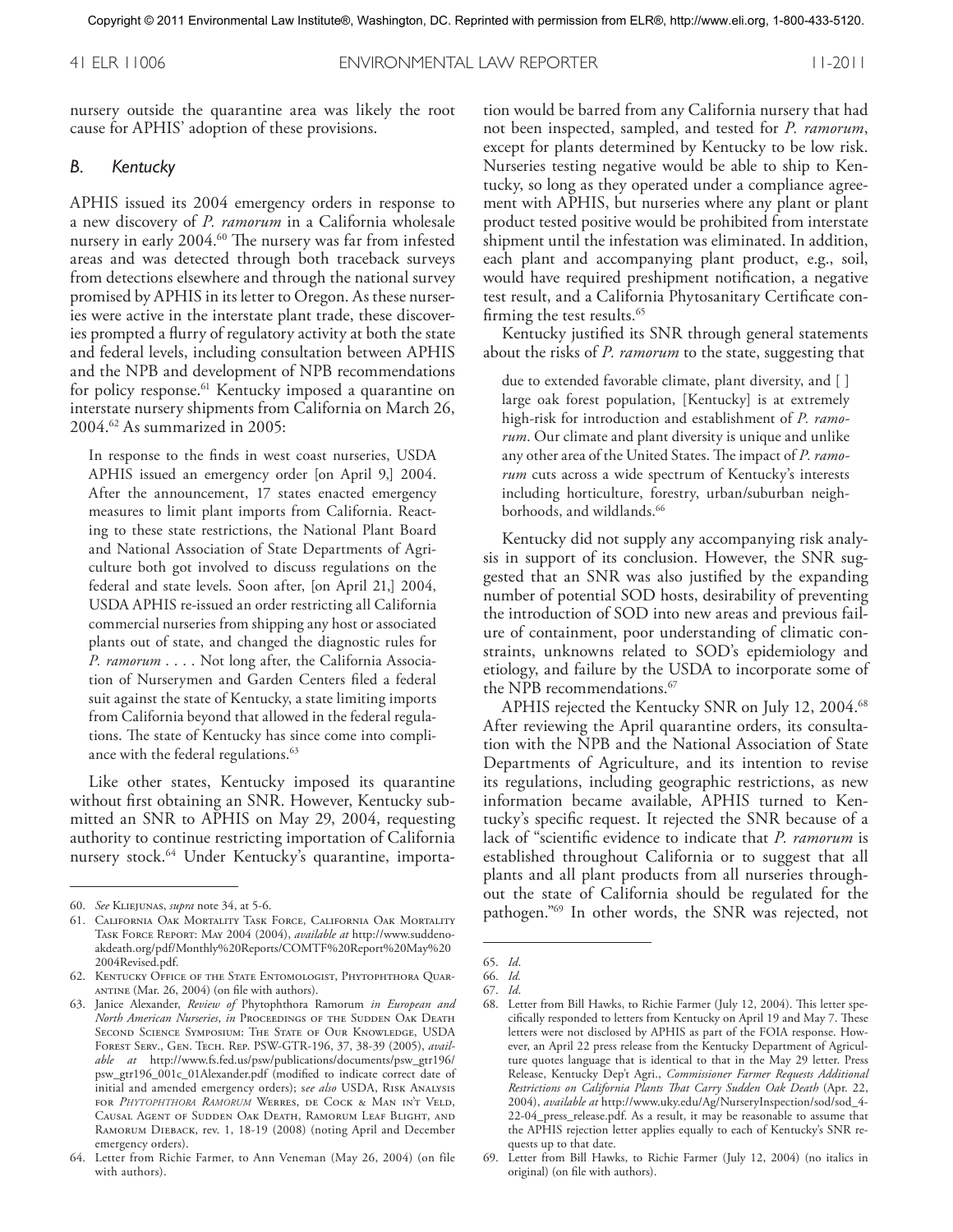nursery outside the quarantine area was likely the root cause for APHIS' adoption of these provisions.

### B. Kentucky

APHIS issued its 2004 emergency orders in response to a new discovery of *P. ramorum* in a California wholesale nursery in early 2004.[60] The nursery was far from infested areas and was detected through both traceback surveys from detections elsewhere and through the national survey promised by APHIS in its letter to Oregon. As these nurseries were active in the interstate plant trade, these discoveries prompted a flurry of regulatory activity at both the state and federal levels, including consultation between APHIS and the NPB and development of NPB recommendations for policy response.[61] Kentucky imposed a quarantine on interstate nursery shipments from California on March 26, 2004.[62] As summarized in 2005:

> In response to the finds in west coast nurseries, USDA APHIS issued an emergency order [on April 9,] 2004. After the announcement, 17 states enacted emergency measures to limit plant imports from California. Reacting to these state restrictions, the National Plant Board and National Association of State Departments of Agriculture both got involved to discuss regulations on the federal and state levels. Soon after, [on April 21,] 2004, USDA APHIS re-issued an order restricting all California commercial nurseries from shipping any host or associated plants out of state, and changed the diagnostic rules for *P. ramorum* . . . . Not long after, the California Association of Nurserymen and Garden Centers filed a federal suit against the state of Kentucky, a state limiting imports from California beyond that allowed in the federal regulations. The state of Kentucky has since come into compliance with the federal regulations.[63]

Like other states, Kentucky imposed its quarantine without first obtaining an SNR. However, Kentucky submitted an SNR to APHIS on May 29, 2004, requesting authority to continue restricting importation of California nursery stock.[64] Under Kentucky's quarantine, importation would be barred from any California nursery that had not been inspected, sampled, and tested for *P. ramorum*, except for plants determined by Kentucky to be low risk. Nurseries testing negative would be able to ship to Kentucky, so long as they operated under a compliance agreement with APHIS, but nurseries where any plant or plant product tested positive would be prohibited from interstate shipment until the infestation was eliminated. In addition, each plant and accompanying plant product, e.g., soil, would have required preshipment notification, a negative test result, and a California Phytosanitary Certificate confirming the test results.[65]

Kentucky justified its SNR through general statements about the risks of *P. ramorum* to the state, suggesting that

> due to extended favorable climate, plant diversity, and [ ] large oak forest population, [Kentucky] is at extremely high-risk for introduction and establishment of *P. ramorum*. Our climate and plant diversity is unique and unlike any other area of the United States. The impact of *P. ramorum* cuts across a wide spectrum of Kentucky's interests including horticulture, forestry, urban/suburban neighborhoods, and wildlands.[66]

Kentucky did not supply any accompanying risk analysis in support of its conclusion. However, the SNR suggested that an SNR was also justified by the expanding number of potential SOD hosts, desirability of preventing the introduction of SOD into new areas and previous failure of containment, poor understanding of climatic constraints, unknowns related to SOD's epidemiology and etiology, and failure by the USDA to incorporate some of the NPB recommendations.[67]

APHIS rejected the Kentucky SNR on July 12, 2004.[68] After reviewing the April quarantine orders, its consultation with the NPB and the National Association of State Departments of Agriculture, and its intention to revise its regulations, including geographic restrictions, as new information became available, APHIS turned to Kentucky's specific request. It rejected the SNR because of a lack of "scientific evidence to indicate that *P. ramorum* is established throughout California or to suggest that all plants and all plant products from all nurseries throughout the state of California should be regulated for the pathogen."[69] In other words, the SNR was rejected, not

---

60. *See* Kliejunas, *supra* note 34, at 5-6.

61. California Oak Mortality Task Force, California Oak Mortality Task Force Report: May 2004 (2004), *available at* http://www.suddenoakdeath.org/pdf/Monthly%20Reports/COMTF%20Report%20May%202004Revised.pdf.

62. Kentucky Office of the State Entomologist, Phytophthora Quarantine (Mar. 26, 2004) (on file with authors).

63. Janice Alexander, *Review of* Phytophthora Ramorum *in European and North American Nurseries*, *in* Proceedings of the Sudden Oak Death Second Science Symposium: The State of Our Knowledge, USDA Forest Serv., Gen. Tech. Rep. PSW-GTR-196, 37, 38-39 (2005), *available at* http://www.fs.fed.us/psw/publications/documents/psw_gtr196/psw_gtr196_001c_01Alexander.pdf (modified to indicate correct date of initial and amended emergency orders); s*ee also* USDA, Risk Analysis for *Phytophthora Ramorum* Werres, de Cock & Man in't Veld, Causal Agent of Sudden Oak Death, Ramorum Leaf Blight, and Ramorum Dieback, rev. 1, 18-19 (2008) (noting April and December emergency orders).

64. Letter from Richie Farmer, to Ann Veneman (May 26, 2004) (on file with authors).

65. *Id*.

66. *Id.*

67. *Id*.

68. Letter from Bill Hawks, to Richie Farmer (July 12, 2004). This letter specifically responded to letters from Kentucky on April 19 and May 7. These letters were not disclosed by APHIS as part of the FOIA response. However, an April 22 press release from the Kentucky Department of Agriculture quotes language that is identical to that in the May 29 letter. Press Release, Kentucky Dep't Agri., *Commissioner Farmer Requests Additional Restrictions on California Plants That Carry Sudden Oak Death* (Apr. 22, 2004), *available at* http://www.uky.edu/Ag/NurseryInspection/sod/sod_4-22-04_press_release.pdf. As a result, it may be reasonable to assume that the APHIS rejection letter applies equally to each of Kentucky's SNR requests up to that date.

69. Letter from Bill Hawks, to Richie Farmer (July 12, 2004) (no italics in original) (on file with authors).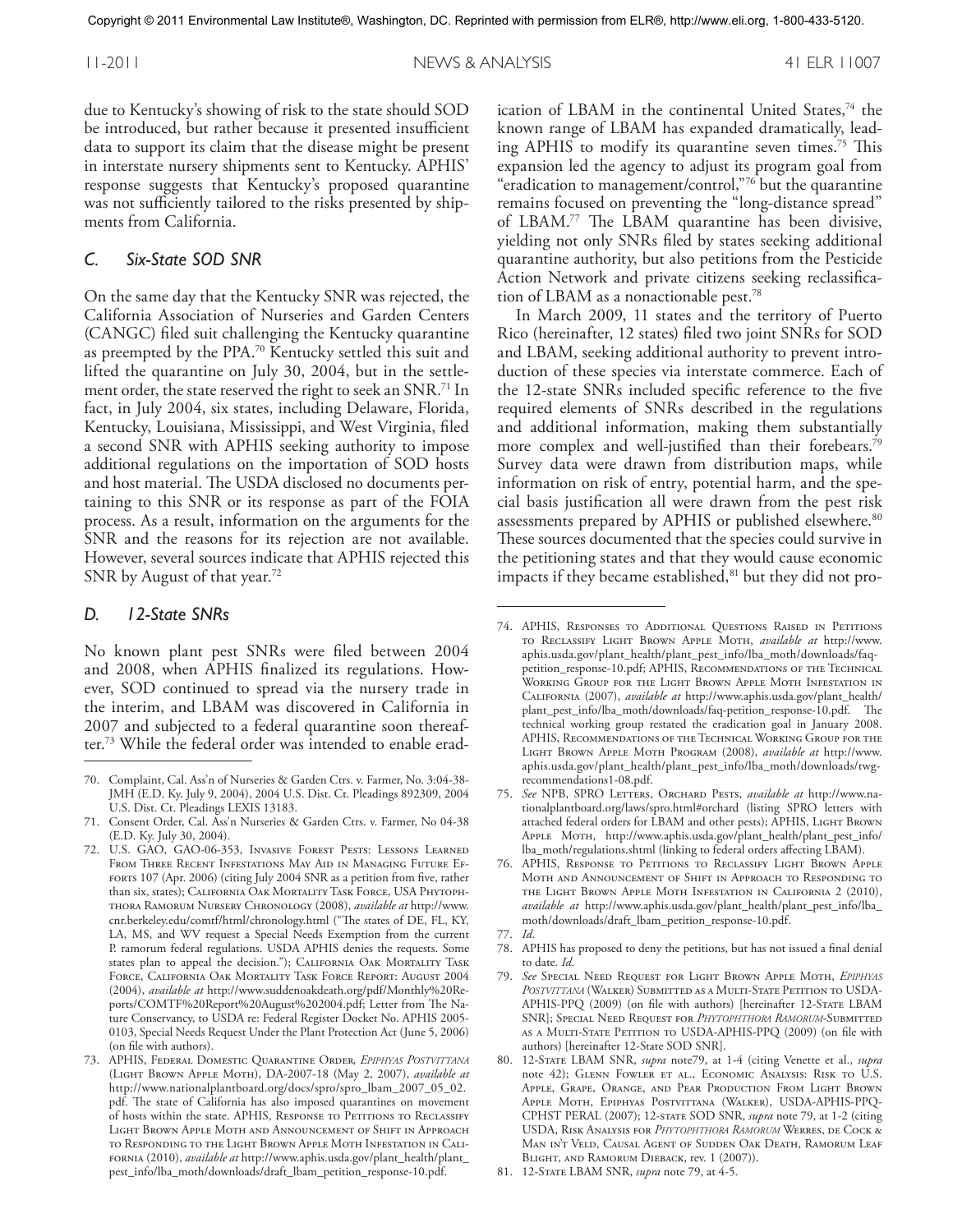due to Kentucky's showing of risk to the state should SOD be introduced, but rather because it presented insufficient data to support its claim that the disease might be present in interstate nursery shipments sent to Kentucky. APHIS' response suggests that Kentucky's proposed quarantine was not sufficiently tailored to the risks presented by shipments from California.

### *C. Six-State SOD SNR*

On the same day that the Kentucky SNR was rejected, the California Association of Nurseries and Garden Centers (CANGC) filed suit challenging the Kentucky quarantine as preempted by the PPA.[70] Kentucky settled this suit and lifted the quarantine on July 30, 2004, but in the settlement order, the state reserved the right to seek an SNR.[71] In fact, in July 2004, six states, including Delaware, Florida, Kentucky, Louisiana, Mississippi, and West Virginia, filed a second SNR with APHIS seeking authority to impose additional regulations on the importation of SOD hosts and host material. The USDA disclosed no documents pertaining to this SNR or its response as part of the FOIA process. As a result, information on the arguments for the SNR and the reasons for its rejection are not available. However, several sources indicate that APHIS rejected this SNR by August of that year.[72]

### *D. 12-State SNRs*

No known plant pest SNRs were filed between 2004 and 2008, when APHIS finalized its regulations. However, SOD continued to spread via the nursery trade in the interim, and LBAM was discovered in California in 2007 and subjected to a federal quarantine soon thereafter.[73] While the federal order was intended to enable eradication of LBAM in the continental United States,[74] the known range of LBAM has expanded dramatically, leading APHIS to modify its quarantine seven times.[75] This expansion led the agency to adjust its program goal from "eradication to management/control,"[76] but the quarantine remains focused on preventing the "long-distance spread" of LBAM.[77] The LBAM quarantine has been divisive, yielding not only SNRs filed by states seeking additional quarantine authority, but also petitions from the Pesticide Action Network and private citizens seeking reclassification of LBAM as a nonactionable pest.[78]

In March 2009, 11 states and the territory of Puerto Rico (hereinafter, 12 states) filed two joint SNRs for SOD and LBAM, seeking additional authority to prevent introduction of these species via interstate commerce. Each of the 12-state SNRs included specific reference to the five required elements of SNRs described in the regulations and additional information, making them substantially more complex and well-justified than their forebears.[79] Survey data were drawn from distribution maps, while information on risk of entry, potential harm, and the special basis justification all were drawn from the pest risk assessments prepared by APHIS or published elsewhere.[80] These sources documented that the species could survive in the petitioning states and that they would cause economic impacts if they became established,[81] but they did not pro-

---

70. Complaint, Cal. Ass'n of Nurseries & Garden Ctrs. v. Farmer, No. 3:04-38-JMH (E.D. Ky. July 9, 2004), 2004 U.S. Dist. Ct. Pleadings 892309, 2004 U.S. Dist. Ct. Pleadings LEXIS 13183.

71. Consent Order, Cal. Ass'n Nurseries & Garden Ctrs. v. Farmer, No 04-38 (E.D. Ky. July 30, 2004).

72. U.S. GAO, GAO-06-353, Invasive Forest Pests: Lessons Learned From Three Recent Infestations May Aid in Managing Future Efforts 107 (Apr. 2006) (citing July 2004 SNR as a petition from five, rather than six, states); California Oak Mortality Task Force, USA Phytophthora Ramorum Nursery Chronology (2008), *available at* http://www.cnr.berkeley.edu/comtf/html/chronology.html ("The states of DE, FL, KY, LA, MS, and WV request a Special Needs Exemption from the current P. ramorum federal regulations. USDA APHIS denies the requests. Some states plan to appeal the decision."); California Oak Mortality Task Force, California Oak Mortality Task Force Report: August 2004 (2004), *available at* http://www.suddenoakdeath.org/pdf/Monthly%20Reports/COMTF%20Report%20August%202004.pdf; Letter from The Nature Conservancy, to USDA re: Federal Register Docket No. APHIS 2005-0103, Special Needs Request Under the Plant Protection Act (June 5, 2006) (on file with authors).

73. APHIS, Federal Domestic Quarantine Order, *Epiphyas Postvittana* (Light Brown Apple Moth), DA-2007-18 (May 2, 2007), *available at* http://www.nationalplantboard.org/docs/spro/spro_lbam_2007_05_02.pdf. The state of California has also imposed quarantines on movement of hosts within the state. APHIS, Response to Petitions to Reclassify Light Brown Apple Moth and Announcement of Shift in Approach to Responding to the Light Brown Apple Moth Infestation in California (2010), *available at* http://www.aphis.usda.gov/plant_health/plant_pest_info/lba_moth/downloads/draft_lbam_petition_response-10.pdf.

74. APHIS, Responses to Additional Questions Raised in Petitions to Reclassify Light Brown Apple Moth, *available at* http://www.aphis.usda.gov/plant_health/plant_pest_info/lba_moth/downloads/faq-petition_response-10.pdf; APHIS, Recommendations of the Technical Working Group for the Light Brown Apple Moth Infestation in California (2007), *available at* http://www.aphis.usda.gov/plant_health/plant_pest_info/lba_moth/downloads/faq-petition_response-10.pdf. The technical working group restated the eradication goal in January 2008. APHIS, Recommendations of the Technical Working Group for the Light Brown Apple Moth Program (2008), *available at* http://www.aphis.usda.gov/plant_health/plant_pest_info/lba_moth/downloads/twg-recommendations1-08.pdf.

75. *See* NPB, SPRO Letters, Orchard Pests, *available at* http://www.nationalplantboard.org/laws/spro.html#orchard (listing SPRO letters with attached federal orders for LBAM and other pests); APHIS, Light Brown Apple Moth, http://www.aphis.usda.gov/plant_health/plant_pest_info/lba_moth/regulations.shtml (linking to federal orders affecting LBAM).

76. APHIS, Response to Petitions to Reclassify Light Brown Apple Moth and Announcement of Shift in Approach to Responding to the Light Brown Apple Moth Infestation in California 2 (2010), *available at* http://www.aphis.usda.gov/plant_health/plant_pest_info/lba_moth/downloads/draft_lbam_petition_response-10.pdf.

77. *Id*.

78. APHIS has proposed to deny the petitions, but has not issued a final denial to date. *Id*.

79. *See* Special Need Request for Light Brown Apple Moth, *Epiphyas Postvittana* (Walker) Submitted as a Multi-State Petition to USDA-APHIS-PPQ (2009) (on file with authors) [hereinafter 12-State LBAM SNR]; Special Need Request for *Phytophthora Ramorum*-Submitted as a Multi-State Petition to USDA-APHIS-PPQ (2009) (on file with authors) [hereinafter 12-State SOD SNR].

80. 12-State LBAM SNR, *supra* note79, at 1-4 (citing Venette et al., *supra* note 42); Glenn Fowler et al., Economic Analysis: Risk to U.S. Apple, Grape, Orange, and Pear Production From Light Brown Apple Moth, Epiphyas Postvittana (Walker), USDA-APHIS-PPQ-CPHST PERAL (2007); 12-state SOD SNR, *supra* note 79, at 1-2 (citing USDA, Risk Analysis for *Phytophthora Ramorum* Werres, de Cock & Man in't Veld, Causal Agent of Sudden Oak Death, Ramorum Leaf Blight, and Ramorum Dieback, rev. 1 (2007)).

81. 12-State LBAM SNR, *supra* note 79, at 4-5.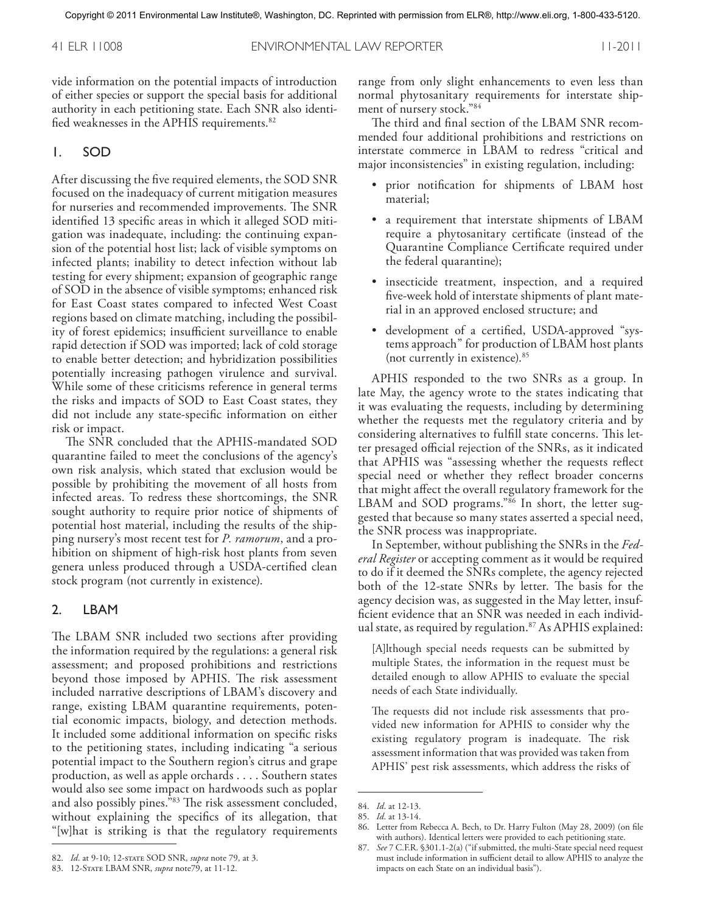vide information on the potential impacts of introduction of either species or support the special basis for additional authority in each petitioning state. Each SNR also identified weaknesses in the APHIS requirements.[82]

### 1. SOD

After discussing the five required elements, the SOD SNR focused on the inadequacy of current mitigation measures for nurseries and recommended improvements. The SNR identified 13 specific areas in which it alleged SOD mitigation was inadequate, including: the continuing expansion of the potential host list; lack of visible symptoms on infected plants; inability to detect infection without lab testing for every shipment; expansion of geographic range of SOD in the absence of visible symptoms; enhanced risk for East Coast states compared to infected West Coast regions based on climate matching, including the possibility of forest epidemics; insufficient surveillance to enable rapid detection if SOD was imported; lack of cold storage to enable better detection; and hybridization possibilities potentially increasing pathogen virulence and survival. While some of these criticisms reference in general terms the risks and impacts of SOD to East Coast states, they did not include any state-specific information on either risk or impact.

The SNR concluded that the APHIS-mandated SOD quarantine failed to meet the conclusions of the agency's own risk analysis, which stated that exclusion would be possible by prohibiting the movement of all hosts from infected areas. To redress these shortcomings, the SNR sought authority to require prior notice of shipments of potential host material, including the results of the shipping nursery's most recent test for *P. ramorum*, and a prohibition on shipment of high-risk host plants from seven genera unless produced through a USDA-certified clean stock program (not currently in existence).

### 2. LBAM

The LBAM SNR included two sections after providing the information required by the regulations: a general risk assessment; and proposed prohibitions and restrictions beyond those imposed by APHIS. The risk assessment included narrative descriptions of LBAM's discovery and range, existing LBAM quarantine requirements, potential economic impacts, biology, and detection methods. It included some additional information on specific risks to the petitioning states, including indicating "a serious potential impact to the Southern region's citrus and grape production, as well as apple orchards . . . . Southern states would also see some impact on hardwoods such as poplar and also possibly pines."[83] The risk assessment concluded, without explaining the specifics of its allegation, that "[w]hat is striking is that the regulatory requirements range from only slight enhancements to even less than normal phytosanitary requirements for interstate shipment of nursery stock."[84]

The third and final section of the LBAM SNR recommended four additional prohibitions and restrictions on interstate commerce in LBAM to redress "critical and major inconsistencies" in existing regulation, including:

- prior notification for shipments of LBAM host material;
- a requirement that interstate shipments of LBAM require a phytosanitary certificate (instead of the Quarantine Compliance Certificate required under the federal quarantine);
- insecticide treatment, inspection, and a required five-week hold of interstate shipments of plant material in an approved enclosed structure; and
- development of a certified, USDA-approved "systems approach" for production of LBAM host plants (not currently in existence).[85]

APHIS responded to the two SNRs as a group. In late May, the agency wrote to the states indicating that it was evaluating the requests, including by determining whether the requests met the regulatory criteria and by considering alternatives to fulfill state concerns. This letter presaged official rejection of the SNRs, as it indicated that APHIS was "assessing whether the requests reflect special need or whether they reflect broader concerns that might affect the overall regulatory framework for the LBAM and SOD programs."[86] In short, the letter suggested that because so many states asserted a special need, the SNR process was inappropriate.

In September, without publishing the SNRs in the *Federal Register* or accepting comment as it would be required to do if it deemed the SNRs complete, the agency rejected both of the 12-state SNRs by letter. The basis for the agency decision was, as suggested in the May letter, insufficient evidence that an SNR was needed in each individual state, as required by regulation.[87] As APHIS explained:

> [A]lthough special needs requests can be submitted by multiple States, the information in the request must be detailed enough to allow APHIS to evaluate the special needs of each State individually.
>
> The requests did not include risk assessments that provided new information for APHIS to consider why the existing regulatory program is inadequate. The risk assessment information that was provided was taken from APHIS' pest risk assessments, which address the risks of

---

82. *Id.* at 9-10; 12-STATE SOD SNR, *supra* note 79, at 3.

83. 12-STATE LBAM SNR, *supra* note79, at 11-12.

84. *Id.* at 12-13.

85. *Id.* at 13-14.

86. Letter from Rebecca A. Bech, to Dr. Harry Fulton (May 28, 2009) (on file with authors). Identical letters were provided to each petitioning state.

87. *See* 7 C.F.R. §301.1-2(a) ("if submitted, the multi-State special need request must include information in sufficient detail to allow APHIS to analyze the impacts on each State on an individual basis").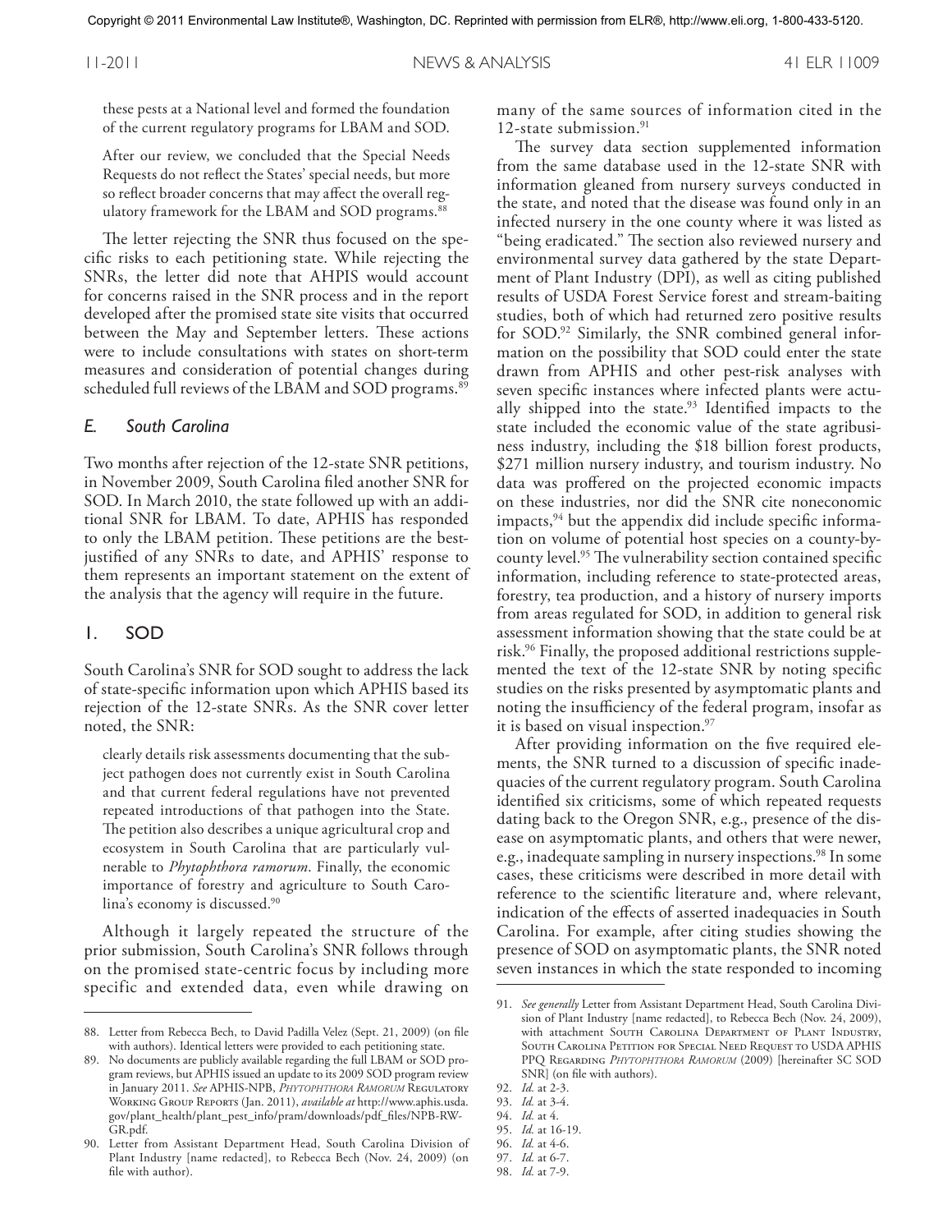these pests at a National level and formed the foundation of the current regulatory programs for LBAM and SOD.

> After our review, we concluded that the Special Needs Requests do not reflect the States' special needs, but more so reflect broader concerns that may affect the overall regulatory framework for the LBAM and SOD programs.[88]

The letter rejecting the SNR thus focused on the specific risks to each petitioning state. While rejecting the SNRs, the letter did note that AHPIS would account for concerns raised in the SNR process and in the report developed after the promised state site visits that occurred between the May and September letters. These actions were to include consultations with states on short-term measures and consideration of potential changes during scheduled full reviews of the LBAM and SOD programs.[89]

### *E. South Carolina*

Two months after rejection of the 12-state SNR petitions, in November 2009, South Carolina filed another SNR for SOD. In March 2010, the state followed up with an additional SNR for LBAM. To date, APHIS has responded to only the LBAM petition. These petitions are the best-justified of any SNRs to date, and APHIS' response to them represents an important statement on the extent of the analysis that the agency will require in the future.

#### 1. SOD

South Carolina's SNR for SOD sought to address the lack of state-specific information upon which APHIS based its rejection of the 12-state SNRs. As the SNR cover letter noted, the SNR:

> clearly details risk assessments documenting that the subject pathogen does not currently exist in South Carolina and that current federal regulations have not prevented repeated introductions of that pathogen into the State. The petition also describes a unique agricultural crop and ecosystem in South Carolina that are particularly vulnerable to *Phytophthora ramorum*. Finally, the economic importance of forestry and agriculture to South Carolina's economy is discussed.[90]

Although it largely repeated the structure of the prior submission, South Carolina's SNR follows through on the promised state-centric focus by including more specific and extended data, even while drawing on many of the same sources of information cited in the 12-state submission.[91]

The survey data section supplemented information from the same database used in the 12-state SNR with information gleaned from nursery surveys conducted in the state, and noted that the disease was found only in an infected nursery in the one county where it was listed as "being eradicated." The section also reviewed nursery and environmental survey data gathered by the state Department of Plant Industry (DPI), as well as citing published results of USDA Forest Service forest and stream-baiting studies, both of which had returned zero positive results for SOD.[92] Similarly, the SNR combined general information on the possibility that SOD could enter the state drawn from APHIS and other pest-risk analyses with seven specific instances where infected plants were actually shipped into the state.[93] Identified impacts to the state included the economic value of the state agribusiness industry, including the $18 billion forest products, $271 million nursery industry, and tourism industry. No data was proffered on the projected economic impacts on these industries, nor did the SNR cite noneconomic impacts,[94] but the appendix did include specific information on volume of potential host species on a county-by-county level.[95] The vulnerability section contained specific information, including reference to state-protected areas, forestry, tea production, and a history of nursery imports from areas regulated for SOD, in addition to general risk assessment information showing that the state could be at risk.[96] Finally, the proposed additional restrictions supplemented the text of the 12-state SNR by noting specific studies on the risks presented by asymptomatic plants and noting the insufficiency of the federal program, insofar as it is based on visual inspection.[97]

After providing information on the five required elements, the SNR turned to a discussion of specific inadequacies of the current regulatory program. South Carolina identified six criticisms, some of which repeated requests dating back to the Oregon SNR, e.g., presence of the disease on asymptomatic plants, and others that were newer, e.g., inadequate sampling in nursery inspections.[98] In some cases, these criticisms were described in more detail with reference to the scientific literature and, where relevant, indication of the effects of asserted inadequacies in South Carolina. For example, after citing studies showing the presence of SOD on asymptomatic plants, the SNR noted seven instances in which the state responded to incoming

---

88. Letter from Rebecca Bech, to David Padilla Velez (Sept. 21, 2009) (on file with authors). Identical letters were provided to each petitioning state.

89. No documents are publicly available regarding the full LBAM or SOD program reviews, but APHIS issued an update to its 2009 SOD program review in January 2011. *See* APHIS-NPB, *Phytophthora Ramorum* Regulatory Working Group Reports (Jan. 2011), *available at* http://www.aphis.usda.gov/plant_health/plant_pest_info/pram/downloads/pdf_files/NPB-RW-GR.pdf.

90. Letter from Assistant Department Head, South Carolina Division of Plant Industry [name redacted], to Rebecca Bech (Nov. 24, 2009) (on file with author).

91. *See generally* Letter from Assistant Department Head, South Carolina Division of Plant Industry [name redacted], to Rebecca Bech (Nov. 24, 2009), with attachment South Carolina Department of Plant Industry, South Carolina Petition for Special Need Request to USDA APHIS PPQ Regarding *Phytophthora Ramorum* (2009) [hereinafter SC SOD SNR] (on file with authors).

92. *Id.* at 2-3.

93. *Id.* at 3-4.

94. *Id.* at 4.

95. *Id.* at 16-19.

96. *Id.* at 4-6.

97. *Id.* at 6-7.

98. *Id.* at 7-9.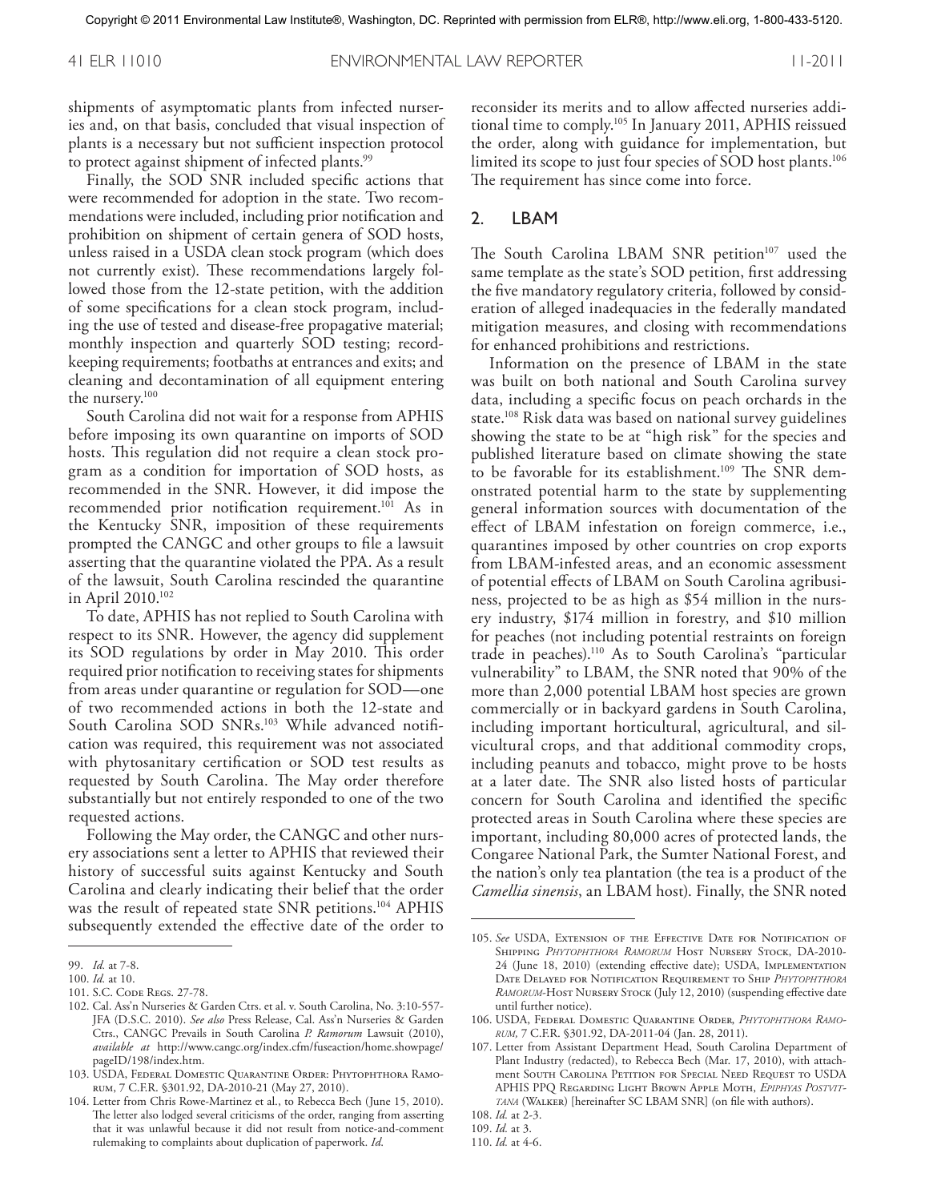shipments of asymptomatic plants from infected nurseries and, on that basis, concluded that visual inspection of plants is a necessary but not sufficient inspection protocol to protect against shipment of infected plants.[99]

Finally, the SOD SNR included specific actions that were recommended for adoption in the state. Two recommendations were included, including prior notification and prohibition on shipment of certain genera of SOD hosts, unless raised in a USDA clean stock program (which does not currently exist). These recommendations largely followed those from the 12-state petition, with the addition of some specifications for a clean stock program, including the use of tested and disease-free propagative material; monthly inspection and quarterly SOD testing; recordkeeping requirements; footbaths at entrances and exits; and cleaning and decontamination of all equipment entering the nursery.[100]

South Carolina did not wait for a response from APHIS before imposing its own quarantine on imports of SOD hosts. This regulation did not require a clean stock program as a condition for importation of SOD hosts, as recommended in the SNR. However, it did impose the recommended prior notification requirement.[101] As in the Kentucky SNR, imposition of these requirements prompted the CANGC and other groups to file a lawsuit asserting that the quarantine violated the PPA. As a result of the lawsuit, South Carolina rescinded the quarantine in April 2010.[102]

To date, APHIS has not replied to South Carolina with respect to its SNR. However, the agency did supplement its SOD regulations by order in May 2010. This order required prior notification to receiving states for shipments from areas under quarantine or regulation for SOD—one of two recommended actions in both the 12-state and South Carolina SOD SNRs.[103] While advanced notification was required, this requirement was not associated with phytosanitary certification or SOD test results as requested by South Carolina. The May order therefore substantially but not entirely responded to one of the two requested actions.

Following the May order, the CANGC and other nursery associations sent a letter to APHIS that reviewed their history of successful suits against Kentucky and South Carolina and clearly indicating their belief that the order was the result of repeated state SNR petitions.[104] APHIS subsequently extended the effective date of the order to reconsider its merits and to allow affected nurseries additional time to comply.[105] In January 2011, APHIS reissued the order, along with guidance for implementation, but limited its scope to just four species of SOD host plants.[106] The requirement has since come into force.

## 2. LBAM

The South Carolina LBAM SNR petition[107] used the same template as the state's SOD petition, first addressing the five mandatory regulatory criteria, followed by consideration of alleged inadequacies in the federally mandated mitigation measures, and closing with recommendations for enhanced prohibitions and restrictions.

Information on the presence of LBAM in the state was built on both national and South Carolina survey data, including a specific focus on peach orchards in the state.[108] Risk data was based on national survey guidelines showing the state to be at "high risk" for the species and published literature based on climate showing the state to be favorable for its establishment.[109] The SNR demonstrated potential harm to the state by supplementing general information sources with documentation of the effect of LBAM infestation on foreign commerce, i.e., quarantines imposed by other countries on crop exports from LBAM-infested areas, and an economic assessment of potential effects of LBAM on South Carolina agribusiness, projected to be as high as $54 million in the nursery industry, $174 million in forestry, and $10 million for peaches (not including potential restraints on foreign trade in peaches).[110] As to South Carolina's "particular vulnerability" to LBAM, the SNR noted that 90% of the more than 2,000 potential LBAM host species are grown commercially or in backyard gardens in South Carolina, including important horticultural, agricultural, and silvicultural crops, and that additional commodity crops, including peanuts and tobacco, might prove to be hosts at a later date. The SNR also listed hosts of particular concern for South Carolina and identified the specific protected areas in South Carolina where these species are important, including 80,000 acres of protected lands, the Congaree National Park, the Sumter National Forest, and the nation's only tea plantation (the tea is a product of the *Camellia sinensis*, an LBAM host). Finally, the SNR noted

---

99. *Id.* at 7-8.
100. *Id.* at 10.
101. S.C. Code Regs. 27-78.
102. Cal. Ass'n Nurseries & Garden Ctrs. et al. v. South Carolina, No. 3:10-557-JFA (D.S.C. 2010). *See also* Press Release, Cal. Ass'n Nurseries & Garden Ctrs., CANGC Prevails in South Carolina *P. Ramorum* Lawsuit (2010), *available at* http://www.cangc.org/index.cfm/fuseaction/home.showpage/pageID/198/index.htm.
103. USDA, Federal Domestic Quarantine Order: Phytophthora Ramorum, 7 C.F.R. §301.92, DA-2010-21 (May 27, 2010).
104. Letter from Chris Rowe-Martinez et al., to Rebecca Bech (June 15, 2010). The letter also lodged several criticisms of the order, ranging from asserting that it was unlawful because it did not result from notice-and-comment rulemaking to complaints about duplication of paperwork. *Id.*
105. *See* USDA, Extension of the Effective Date for Notification of Shipping *Phytophthora Ramorum* Host Nursery Stock, DA-2010-24 (June 18, 2010) (extending effective date); USDA, Implementation Date Delayed for Notification Requirement to Ship *Phytophthora Ramorum*-Host Nursery Stock (July 12, 2010) (suspending effective date until further notice).
106. USDA, Federal Domestic Quarantine Order, *Phytophthora Ramorum*, 7 C.F.R. §301.92, DA-2011-04 (Jan. 28, 2011).
107. Letter from Assistant Department Head, South Carolina Department of Plant Industry (redacted), to Rebecca Bech (Mar. 17, 2010), with attachment South Carolina Petition for Special Need Request to USDA APHIS PPQ Regarding Light Brown Apple Moth, *Epiphyas Postvittana* (Walker) [hereinafter SC LBAM SNR] (on file with authors).
108. *Id.* at 2-3.
109. *Id.* at 3.
110. *Id.* at 4-6.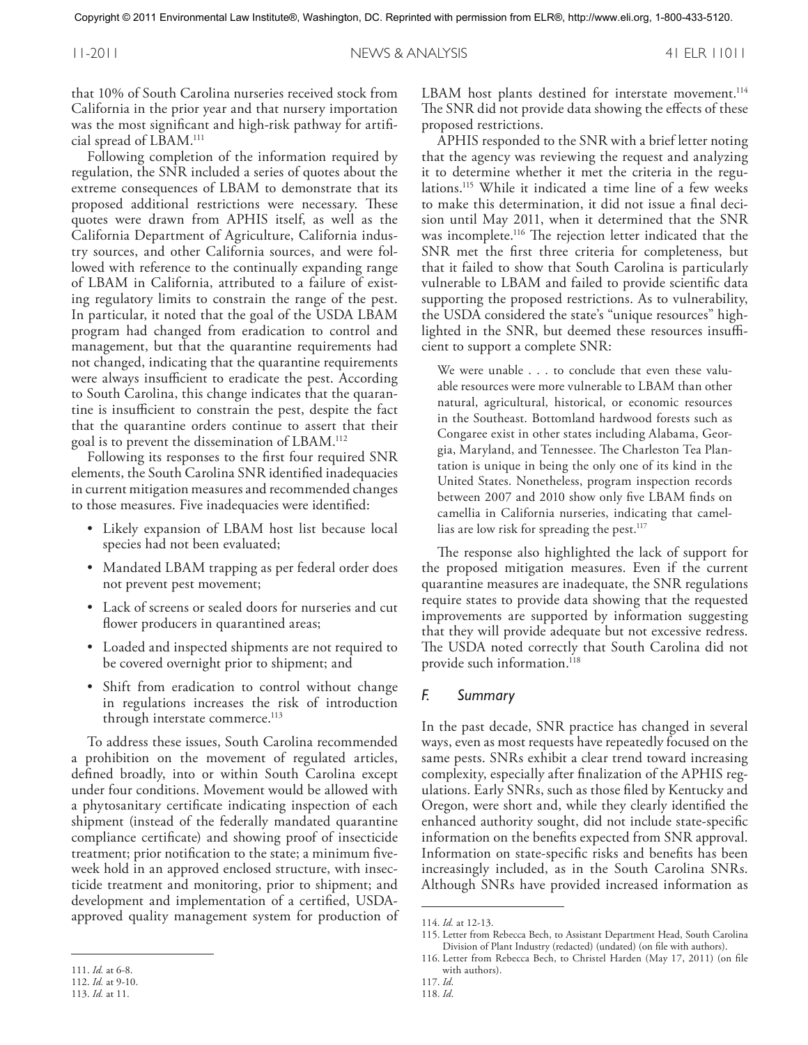that 10% of South Carolina nurseries received stock from California in the prior year and that nursery importation was the most significant and high-risk pathway for artificial spread of LBAM.[111]

Following completion of the information required by regulation, the SNR included a series of quotes about the extreme consequences of LBAM to demonstrate that its proposed additional restrictions were necessary. These quotes were drawn from APHIS itself, as well as the California Department of Agriculture, California industry sources, and other California sources, and were followed with reference to the continually expanding range of LBAM in California, attributed to a failure of existing regulatory limits to constrain the range of the pest. In particular, it noted that the goal of the USDA LBAM program had changed from eradication to control and management, but that the quarantine requirements had not changed, indicating that the quarantine requirements were always insufficient to eradicate the pest. According to South Carolina, this change indicates that the quarantine is insufficient to constrain the pest, despite the fact that the quarantine orders continue to assert that their goal is to prevent the dissemination of LBAM.[112]

Following its responses to the first four required SNR elements, the South Carolina SNR identified inadequacies in current mitigation measures and recommended changes to those measures. Five inadequacies were identified:

- Likely expansion of LBAM host list because local species had not been evaluated;
- Mandated LBAM trapping as per federal order does not prevent pest movement;
- Lack of screens or sealed doors for nurseries and cut flower producers in quarantined areas;
- Loaded and inspected shipments are not required to be covered overnight prior to shipment; and
- Shift from eradication to control without change in regulations increases the risk of introduction through interstate commerce.[113]

To address these issues, South Carolina recommended a prohibition on the movement of regulated articles, defined broadly, into or within South Carolina except under four conditions. Movement would be allowed with a phytosanitary certificate indicating inspection of each shipment (instead of the federally mandated quarantine compliance certificate) and showing proof of insecticide treatment; prior notification to the state; a minimum five-week hold in an approved enclosed structure, with insecticide treatment and monitoring, prior to shipment; and development and implementation of a certified, USDA-approved quality management system for production of LBAM host plants destined for interstate movement.[114] The SNR did not provide data showing the effects of these proposed restrictions.

APHIS responded to the SNR with a brief letter noting that the agency was reviewing the request and analyzing it to determine whether it met the criteria in the regulations.[115] While it indicated a time line of a few weeks to make this determination, it did not issue a final decision until May 2011, when it determined that the SNR was incomplete.[116] The rejection letter indicated that the SNR met the first three criteria for completeness, but that it failed to show that South Carolina is particularly vulnerable to LBAM and failed to provide scientific data supporting the proposed restrictions. As to vulnerability, the USDA considered the state's "unique resources" highlighted in the SNR, but deemed these resources insufficient to support a complete SNR:

> We were unable . . . to conclude that even these valuable resources were more vulnerable to LBAM than other natural, agricultural, historical, or economic resources in the Southeast. Bottomland hardwood forests such as Congaree exist in other states including Alabama, Georgia, Maryland, and Tennessee. The Charleston Tea Plantation is unique in being the only one of its kind in the United States. Nonetheless, program inspection records between 2007 and 2010 show only five LBAM finds on camellia in California nurseries, indicating that camellias are low risk for spreading the pest.[117]

The response also highlighted the lack of support for the proposed mitigation measures. Even if the current quarantine measures are inadequate, the SNR regulations require states to provide data showing that the requested improvements are supported by information suggesting that they will provide adequate but not excessive redress. The USDA noted correctly that South Carolina did not provide such information.[118]

### *F. Summary*

In the past decade, SNR practice has changed in several ways, even as most requests have repeatedly focused on the same pests. SNRs exhibit a clear trend toward increasing complexity, especially after finalization of the APHIS regulations. Early SNRs, such as those filed by Kentucky and Oregon, were short and, while they clearly identified the enhanced authority sought, did not include state-specific information on the benefits expected from SNR approval. Information on state-specific risks and benefits has been increasingly included, as in the South Carolina SNRs. Although SNRs have provided increased information as

---

111. *Id.* at 6-8.
112. *Id.* at 9-10.
113. *Id.* at 11.
114. *Id.* at 12-13.
115. Letter from Rebecca Bech, to Assistant Department Head, South Carolina Division of Plant Industry (redacted) (undated) (on file with authors).
116. Letter from Rebecca Bech, to Christel Harden (May 17, 2011) (on file with authors).
117. *Id.*
118. *Id.*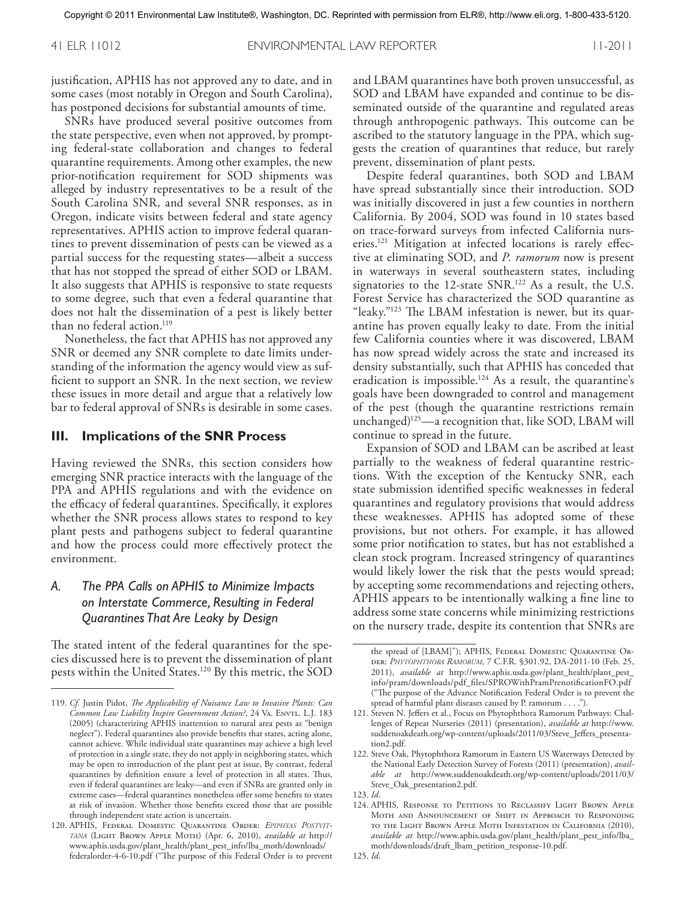justification, APHIS has not approved any to date, and in some cases (most notably in Oregon and South Carolina), has postponed decisions for substantial amounts of time.

SNRs have produced several positive outcomes from the state perspective, even when not approved, by prompting federal-state collaboration and changes to federal quarantine requirements. Among other examples, the new prior-notification requirement for SOD shipments was alleged by industry representatives to be a result of the South Carolina SNR, and several SNR responses, as in Oregon, indicate visits between federal and state agency representatives. APHIS action to improve federal quarantines to prevent dissemination of pests can be viewed as a partial success for the requesting states—albeit a success that has not stopped the spread of either SOD or LBAM. It also suggests that APHIS is responsive to state requests to some degree, such that even a federal quarantine that does not halt the dissemination of a pest is likely better than no federal action.[119]

Nonetheless, the fact that APHIS has not approved any SNR or deemed any SNR complete to date limits understanding of the information the agency would view as sufficient to support an SNR. In the next section, we review these issues in more detail and argue that a relatively low bar to federal approval of SNRs is desirable in some cases.

## III. Implications of the SNR Process

Having reviewed the SNRs, this section considers how emerging SNR practice interacts with the language of the PPA and APHIS regulations and with the evidence on the efficacy of federal quarantines. Specifically, it explores whether the SNR process allows states to respond to key plant pests and pathogens subject to federal quarantine and how the process could more effectively protect the environment.

### *A. The PPA Calls on APHIS to Minimize Impacts on Interstate Commerce, Resulting in Federal Quarantines That Are Leaky by Design*

The stated intent of the federal quarantines for the species discussed here is to prevent the dissemination of plant pests within the United States.[120] By this metric, the SOD and LBAM quarantines have both proven unsuccessful, as SOD and LBAM have expanded and continue to be disseminated outside of the quarantine and regulated areas through anthropogenic pathways. This outcome can be ascribed to the statutory language in the PPA, which suggests the creation of quarantines that reduce, but rarely prevent, dissemination of plant pests.

Despite federal quarantines, both SOD and LBAM have spread substantially since their introduction. SOD was initially discovered in just a few counties in northern California. By 2004, SOD was found in 10 states based on trace-forward surveys from infected California nurseries.[121] Mitigation at infected locations is rarely effective at eliminating SOD, and *P. ramorum* now is present in waterways in several southeastern states, including signatories to the 12-state SNR.[122] As a result, the U.S. Forest Service has characterized the SOD quarantine as "leaky."[123] The LBAM infestation is newer, but its quarantine has proven equally leaky to date. From the initial few California counties where it was discovered, LBAM has now spread widely across the state and increased its density substantially, such that APHIS has conceded that eradication is impossible.[124] As a result, the quarantine's goals have been downgraded to control and management of the pest (though the quarantine restrictions remain unchanged)[125]—a recognition that, like SOD, LBAM will continue to spread in the future.

Expansion of SOD and LBAM can be ascribed at least partially to the weakness of federal quarantine restrictions. With the exception of the Kentucky SNR, each state submission identified specific weaknesses in federal quarantines and regulatory provisions that would address these weaknesses. APHIS has adopted some of these provisions, but not others. For example, it has allowed some prior notification to states, but has not established a clean stock program. Increased stringency of quarantines would likely lower the risk that the pests would spread; by accepting some recommendations and rejecting others, APHIS appears to be intentionally walking a fine line to address some state concerns while minimizing restrictions on the nursery trade, despite its contention that SNRs are

---

119. *Cf.* Justin Pidot, *The Applicability of Nuisance Law to Invasive Plants: Can Common Law Liability Inspire Government Action?*, 24 Va. Envtl. L.J. 183 (2005) (characterizing APHIS inattention to natural area pests as "benign neglect"). Federal quarantines also provide benefits that states, acting alone, cannot achieve. While individual state quarantines may achieve a high level of protection in a single state, they do not apply in neighboring states, which may be open to introduction of the plant pest at issue, By contrast, federal quarantines by definition ensure a level of protection in all states. Thus, even if federal quarantines are leaky—and even if SNRs are granted only in extreme cases—federal quarantines nonetheless offer some benefits to states at risk of invasion. Whether those benefits exceed those that are possible through independent state action is uncertain.

120. APHIS, Federal Domestic Quarantine Order: *Epiphyas Postvittana* (Light Brown Apple Moth) (Apr. 6, 2010), *available at* http://www.aphis.usda.gov/plant_health/plant_pest_info/lba_moth/downloads/federalorder-4-6-10.pdf ("The purpose of this Federal Order is to prevent the spread of [LBAM]"); APHIS, Federal Domestic Quarantine Order: *Phytophthora Ramorum*, 7 C.F.R. §301.92, DA-2011-10 (Feb. 25, 2011), *available at* http://www.aphis.usda.gov/plant_health/plant_pest_info/pram/downloads/pdf_files/SPROWithPramPrenotificationFO.pdf ("The purpose of the Advance Notification Federal Order is to prevent the spread of harmful plant diseases caused by P. ramorum . . . .").

121. Steven N. Jeffers et al., Focus on Phytophthora Ramorum Pathways: Challenges of Repeat Nurseries (2011) (presentation), *available at* http://www.suddenoakdeath.org/wp-content/uploads/2011/03/Steve_Jeffers_presentation2.pdf.

122. Steve Oak, Phytophthora Ramorum in Eastern US Waterways Detected by the National Early Detection Survey of Forests (2011) (presentation), *available at* http://www.suddenoakdeath.org/wp-content/uploads/2011/03/Steve_Oak_presentation2.pdf.

123. *Id.*

124. APHIS, Response to Petitions to Reclassify Light Brown Apple Moth and Announcement of Shift in Approach to Responding to the Light Brown Apple Moth Infestation in California (2010), *available at* http://www.aphis.usda.gov/plant_health/plant_pest_info/lba_moth/downloads/draft_lbam_petition_response-10.pdf.

125. *Id.*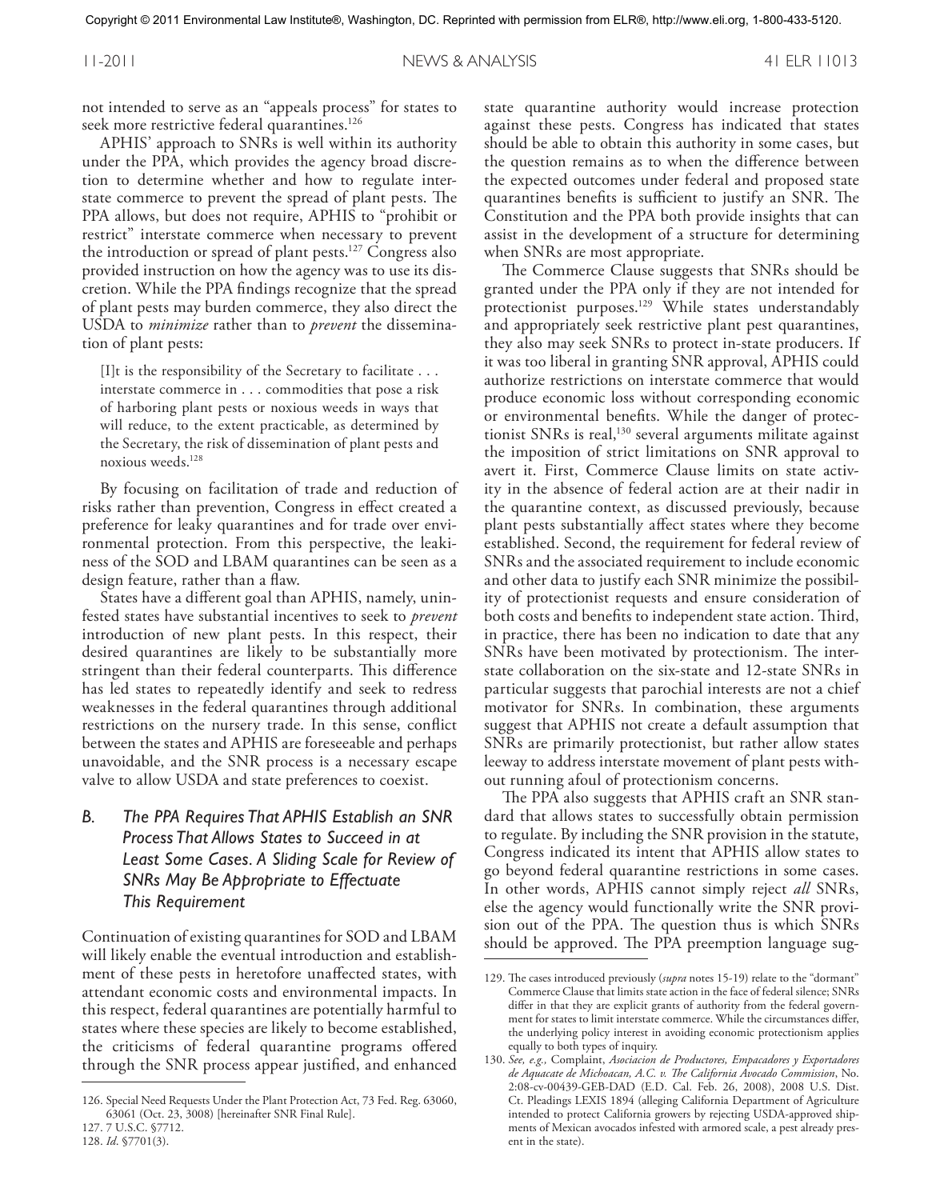not intended to serve as an "appeals process" for states to seek more restrictive federal quarantines.[126]

APHIS' approach to SNRs is well within its authority under the PPA, which provides the agency broad discretion to determine whether and how to regulate interstate commerce to prevent the spread of plant pests. The PPA allows, but does not require, APHIS to "prohibit or restrict" interstate commerce when necessary to prevent the introduction or spread of plant pests.[127] Congress also provided instruction on how the agency was to use its discretion. While the PPA findings recognize that the spread of plant pests may burden commerce, they also direct the USDA to *minimize* rather than to *prevent* the dissemination of plant pests:

> [I]t is the responsibility of the Secretary to facilitate . . . interstate commerce in . . . commodities that pose a risk of harboring plant pests or noxious weeds in ways that will reduce, to the extent practicable, as determined by the Secretary, the risk of dissemination of plant pests and noxious weeds.[128]

By focusing on facilitation of trade and reduction of risks rather than prevention, Congress in effect created a preference for leaky quarantines and for trade over environmental protection. From this perspective, the leakiness of the SOD and LBAM quarantines can be seen as a design feature, rather than a flaw.

States have a different goal than APHIS, namely, uninfested states have substantial incentives to seek to *prevent* introduction of new plant pests. In this respect, their desired quarantines are likely to be substantially more stringent than their federal counterparts. This difference has led states to repeatedly identify and seek to redress weaknesses in the federal quarantines through additional restrictions on the nursery trade. In this sense, conflict between the states and APHIS are foreseeable and perhaps unavoidable, and the SNR process is a necessary escape valve to allow USDA and state preferences to coexist.

### *B. The PPA Requires That APHIS Establish an SNR Process That Allows States to Succeed in at Least Some Cases. A Sliding Scale for Review of SNRs May Be Appropriate to Effectuate This Requirement*

Continuation of existing quarantines for SOD and LBAM will likely enable the eventual introduction and establishment of these pests in heretofore unaffected states, with attendant economic costs and environmental impacts. In this respect, federal quarantines are potentially harmful to states where these species are likely to become established, the criticisms of federal quarantine programs offered through the SNR process appear justified, and enhanced state quarantine authority would increase protection against these pests. Congress has indicated that states should be able to obtain this authority in some cases, but the question remains as to when the difference between the expected outcomes under federal and proposed state quarantines benefits is sufficient to justify an SNR. The Constitution and the PPA both provide insights that can assist in the development of a structure for determining when SNRs are most appropriate.

The Commerce Clause suggests that SNRs should be granted under the PPA only if they are not intended for protectionist purposes.[129] While states understandably and appropriately seek restrictive plant pest quarantines, they also may seek SNRs to protect in-state producers. If it was too liberal in granting SNR approval, APHIS could authorize restrictions on interstate commerce that would produce economic loss without corresponding economic or environmental benefits. While the danger of protectionist SNRs is real,[130] several arguments militate against the imposition of strict limitations on SNR approval to avert it. First, Commerce Clause limits on state activity in the absence of federal action are at their nadir in the quarantine context, as discussed previously, because plant pests substantially affect states where they become established. Second, the requirement for federal review of SNRs and the associated requirement to include economic and other data to justify each SNR minimize the possibility of protectionist requests and ensure consideration of both costs and benefits to independent state action. Third, in practice, there has been no indication to date that any SNRs have been motivated by protectionism. The interstate collaboration on the six-state and 12-state SNRs in particular suggests that parochial interests are not a chief motivator for SNRs. In combination, these arguments suggest that APHIS not create a default assumption that SNRs are primarily protectionist, but rather allow states leeway to address interstate movement of plant pests without running afoul of protectionism concerns.

The PPA also suggests that APHIS craft an SNR standard that allows states to successfully obtain permission to regulate. By including the SNR provision in the statute, Congress indicated its intent that APHIS allow states to go beyond federal quarantine restrictions in some cases. In other words, APHIS cannot simply reject *all* SNRs, else the agency would functionally write the SNR provision out of the PPA. The question thus is which SNRs should be approved. The PPA preemption language sug-

---

126. Special Need Requests Under the Plant Protection Act, 73 Fed. Reg. 63060, 63061 (Oct. 23, 3008) [hereinafter SNR Final Rule].

127. 7 U.S.C. §7712.

128. *Id.* §7701(3).

129. The cases introduced previously (*supra* notes 15-19) relate to the "dormant" Commerce Clause that limits state action in the face of federal silence; SNRs differ in that they are explicit grants of authority from the federal government for states to limit interstate commerce. While the circumstances differ, the underlying policy interest in avoiding economic protectionism applies equally to both types of inquiry.

130. *See, e.g.,* Complaint, *Asociacion de Productores, Empacadores y Exportadores de Aguacate de Michoacan, A.C. v. The California Avocado Commission*, No. 2:08-cv-00439-GEB-DAD (E.D. Cal. Feb. 26, 2008), 2008 U.S. Dist. Ct. Pleadings LEXIS 1894 (alleging California Department of Agriculture intended to protect California growers by rejecting USDA-approved shipments of Mexican avocados infested with armored scale, a pest already present in the state).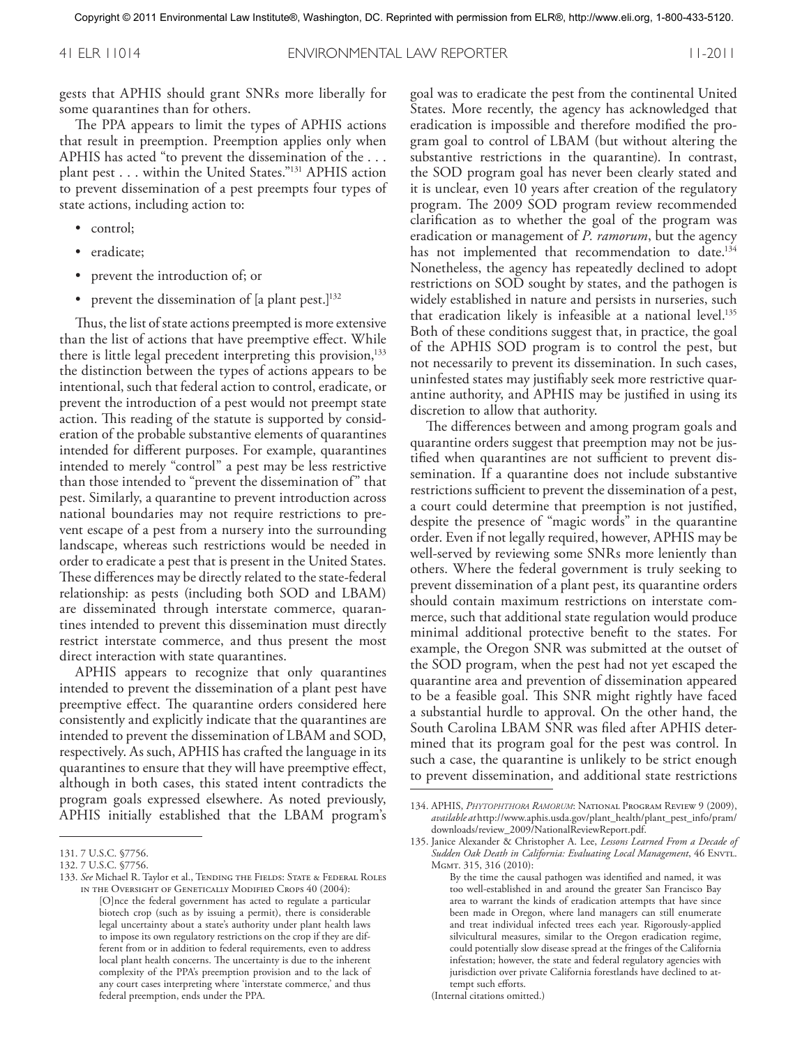gests that APHIS should grant SNRs more liberally for some quarantines than for others.

The PPA appears to limit the types of APHIS actions that result in preemption. Preemption applies only when APHIS has acted "to prevent the dissemination of the . . . plant pest . . . within the United States."[131] APHIS action to prevent dissemination of a pest preempts four types of state actions, including action to:

- control;
- eradicate;
- prevent the introduction of; or
- prevent the dissemination of [a plant pest.][132]

Thus, the list of state actions preempted is more extensive than the list of actions that have preemptive effect. While there is little legal precedent interpreting this provision,[133] the distinction between the types of actions appears to be intentional, such that federal action to control, eradicate, or prevent the introduction of a pest would not preempt state action. This reading of the statute is supported by consideration of the probable substantive elements of quarantines intended for different purposes. For example, quarantines intended to merely "control" a pest may be less restrictive than those intended to "prevent the dissemination of" that pest. Similarly, a quarantine to prevent introduction across national boundaries may not require restrictions to prevent escape of a pest from a nursery into the surrounding landscape, whereas such restrictions would be needed in order to eradicate a pest that is present in the United States. These differences may be directly related to the state-federal relationship: as pests (including both SOD and LBAM) are disseminated through interstate commerce, quarantines intended to prevent this dissemination must directly restrict interstate commerce, and thus present the most direct interaction with state quarantines.

APHIS appears to recognize that only quarantines intended to prevent the dissemination of a plant pest have preemptive effect. The quarantine orders considered here consistently and explicitly indicate that the quarantines are intended to prevent the dissemination of LBAM and SOD, respectively. As such, APHIS has crafted the language in its quarantines to ensure that they will have preemptive effect, although in both cases, this stated intent contradicts the program goals expressed elsewhere. As noted previously, APHIS initially established that the LBAM program's goal was to eradicate the pest from the continental United States. More recently, the agency has acknowledged that eradication is impossible and therefore modified the program goal to control of LBAM (but without altering the substantive restrictions in the quarantine). In contrast, the SOD program goal has never been clearly stated and it is unclear, even 10 years after creation of the regulatory program. The 2009 SOD program review recommended clarification as to whether the goal of the program was eradication or management of *P. ramorum*, but the agency has not implemented that recommendation to date.[134] Nonetheless, the agency has repeatedly declined to adopt restrictions on SOD sought by states, and the pathogen is widely established in nature and persists in nurseries, such that eradication likely is infeasible at a national level.[135] Both of these conditions suggest that, in practice, the goal of the APHIS SOD program is to control the pest, but not necessarily to prevent its dissemination. In such cases, uninfested states may justifiably seek more restrictive quarantine authority, and APHIS may be justified in using its discretion to allow that authority.

The differences between and among program goals and quarantine orders suggest that preemption may not be justified when quarantines are not sufficient to prevent dissemination. If a quarantine does not include substantive restrictions sufficient to prevent the dissemination of a pest, a court could determine that preemption is not justified, despite the presence of "magic words" in the quarantine order. Even if not legally required, however, APHIS may be well-served by reviewing some SNRs more leniently than others. Where the federal government is truly seeking to prevent dissemination of a plant pest, its quarantine orders should contain maximum restrictions on interstate commerce, such that additional state regulation would produce minimal additional protective benefit to the states. For example, the Oregon SNR was submitted at the outset of the SOD program, when the pest had not yet escaped the quarantine area and prevention of dissemination appeared to be a feasible goal. This SNR might rightly have faced a substantial hurdle to approval. On the other hand, the South Carolina LBAM SNR was filed after APHIS determined that its program goal for the pest was control. In such a case, the quarantine is unlikely to be strict enough to prevent dissemination, and additional state restrictions

---

131. 7 U.S.C. §7756.

132. 7 U.S.C. §7756.

133. *See* Michael R. Taylor et al., Tending the Fields: State & Federal Roles in the Oversight of Genetically Modified Crops 40 (2004):

> [O]nce the federal government has acted to regulate a particular biotech crop (such as by issuing a permit), there is considerable legal uncertainty about a state's authority under plant health laws to impose its own regulatory restrictions on the crop if they are different from or in addition to federal requirements, even to address local plant health concerns. The uncertainty is due to the inherent complexity of the PPA's preemption provision and to the lack of any court cases interpreting where 'interstate commerce,' and thus federal preemption, ends under the PPA.

134. APHIS, *Phytophthora Ramorum*: National Program Review 9 (2009), *available at* http://www.aphis.usda.gov/plant_health/plant_pest_info/pram/downloads/review_2009/NationalReviewReport.pdf.

135. Janice Alexander & Christopher A. Lee, *Lessons Learned From a Decade of Sudden Oak Death in California: Evaluating Local Management*, 46 Envtl. Mgmt. 315, 316 (2010):

> By the time the causal pathogen was identified and named, it was too well-established in and around the greater San Francisco Bay area to warrant the kinds of eradication attempts that have since been made in Oregon, where land managers can still enumerate and treat individual infected trees each year. Rigorously-applied silvicultural measures, similar to the Oregon eradication regime, could potentially slow disease spread at the fringes of the California infestation; however, the state and federal regulatory agencies with jurisdiction over private California forestlands have declined to attempt such efforts.

(Internal citations omitted.)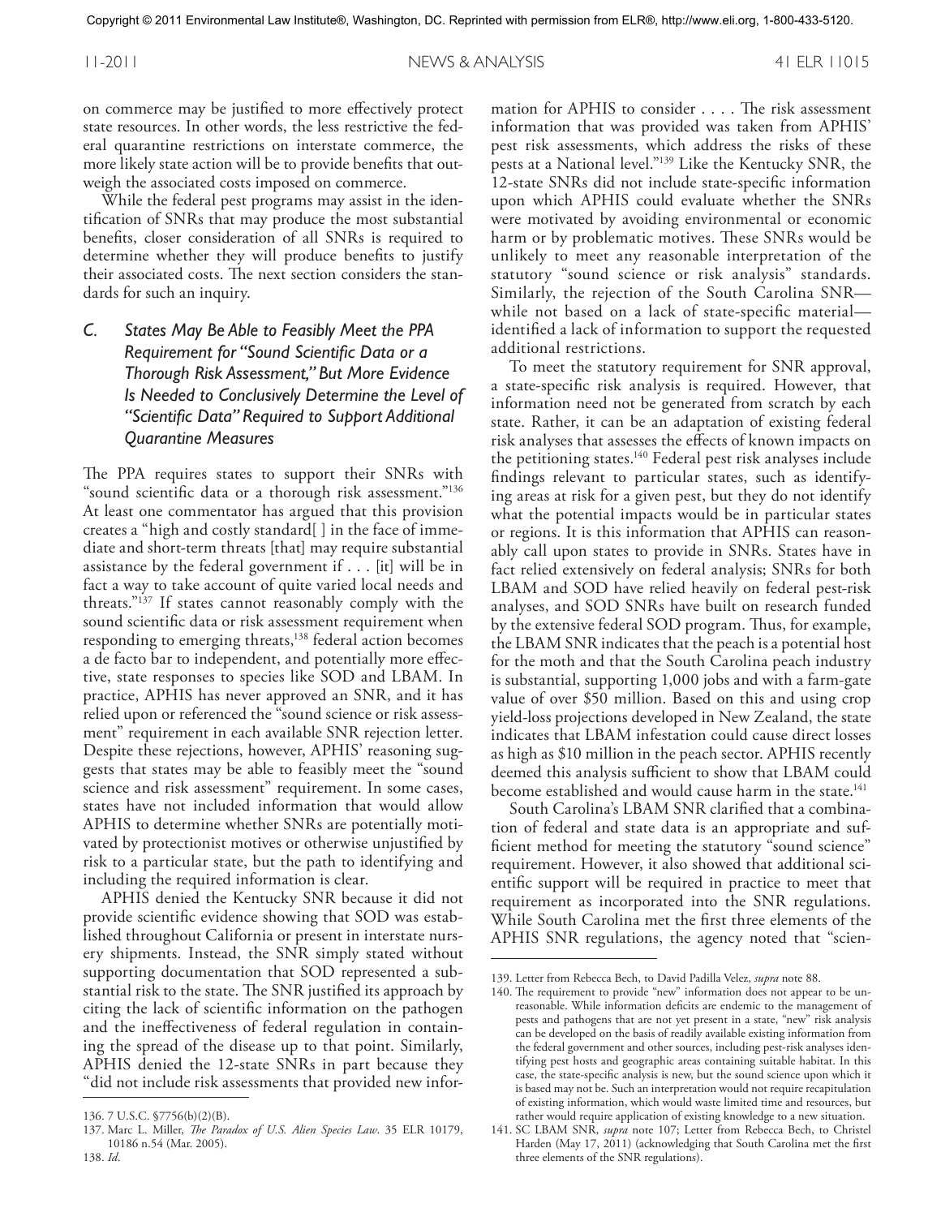on commerce may be justified to more effectively protect state resources. In other words, the less restrictive the federal quarantine restrictions on interstate commerce, the more likely state action will be to provide benefits that outweigh the associated costs imposed on commerce.

While the federal pest programs may assist in the identification of SNRs that may produce the most substantial benefits, closer consideration of all SNRs is required to determine whether they will produce benefits to justify their associated costs. The next section considers the standards for such an inquiry.

### *C. States May Be Able to Feasibly Meet the PPA Requirement for "Sound Scientific Data or a Thorough Risk Assessment," But More Evidence Is Needed to Conclusively Determine the Level of "Scientific Data" Required to Support Additional Quarantine Measures*

The PPA requires states to support their SNRs with "sound scientific data or a thorough risk assessment."[136] At least one commentator has argued that this provision creates a "high and costly standard[ ] in the face of immediate and short-term threats [that] may require substantial assistance by the federal government if . . . [it] will be in fact a way to take account of quite varied local needs and threats."[137] If states cannot reasonably comply with the sound scientific data or risk assessment requirement when responding to emerging threats,[138] federal action becomes a de facto bar to independent, and potentially more effective, state responses to species like SOD and LBAM. In practice, APHIS has never approved an SNR, and it has relied upon or referenced the "sound science or risk assessment" requirement in each available SNR rejection letter. Despite these rejections, however, APHIS' reasoning suggests that states may be able to feasibly meet the "sound science and risk assessment" requirement. In some cases, states have not included information that would allow APHIS to determine whether SNRs are potentially motivated by protectionist motives or otherwise unjustified by risk to a particular state, but the path to identifying and including the required information is clear.

APHIS denied the Kentucky SNR because it did not provide scientific evidence showing that SOD was established throughout California or present in interstate nursery shipments. Instead, the SNR simply stated without supporting documentation that SOD represented a substantial risk to the state. The SNR justified its approach by citing the lack of scientific information on the pathogen and the ineffectiveness of federal regulation in containing the spread of the disease up to that point. Similarly, APHIS denied the 12-state SNRs in part because they "did not include risk assessments that provided new information for APHIS to consider . . . . The risk assessment information that was provided was taken from APHIS' pest risk assessments, which address the risks of these pests at a National level."[139] Like the Kentucky SNR, the 12-state SNRs did not include state-specific information upon which APHIS could evaluate whether the SNRs were motivated by avoiding environmental or economic harm or by problematic motives. These SNRs would be unlikely to meet any reasonable interpretation of the statutory "sound science or risk analysis" standards. Similarly, the rejection of the South Carolina SNR—while not based on a lack of state-specific material—identified a lack of information to support the requested additional restrictions.

To meet the statutory requirement for SNR approval, a state-specific risk analysis is required. However, that information need not be generated from scratch by each state. Rather, it can be an adaptation of existing federal risk analyses that assesses the effects of known impacts on the petitioning states.[140] Federal pest risk analyses include findings relevant to particular states, such as identifying areas at risk for a given pest, but they do not identify what the potential impacts would be in particular states or regions. It is this information that APHIS can reasonably call upon states to provide in SNRs. States have in fact relied extensively on federal analysis; SNRs for both LBAM and SOD have relied heavily on federal pest-risk analyses, and SOD SNRs have built on research funded by the extensive federal SOD program. Thus, for example, the LBAM SNR indicates that the peach is a potential host for the moth and that the South Carolina peach industry is substantial, supporting 1,000 jobs and with a farm-gate value of over $50 million. Based on this and using crop yield-loss projections developed in New Zealand, the state indicates that LBAM infestation could cause direct losses as high as $10 million in the peach sector. APHIS recently deemed this analysis sufficient to show that LBAM could become established and would cause harm in the state.[141]

South Carolina's LBAM SNR clarified that a combination of federal and state data is an appropriate and sufficient method for meeting the statutory "sound science" requirement. However, it also showed that additional scientific support will be required in practice to meet that requirement as incorporated into the SNR regulations. While South Carolina met the first three elements of the APHIS SNR regulations, the agency noted that "scien-

---

136. 7 U.S.C. §7756(b)(2)(B).

137. Marc L. Miller, *The Paradox of U.S. Alien Species Law*. 35 ELR 10179, 10186 n.54 (Mar. 2005).

138. *Id.*

139. Letter from Rebecca Bech, to David Padilla Velez, *supra* note 88.

140. The requirement to provide "new" information does not appear to be unreasonable. While information deficits are endemic to the management of pests and pathogens that are not yet present in a state, "new" risk analysis can be developed on the basis of readily available existing information from the federal government and other sources, including pest-risk analyses identifying pest hosts and geographic areas containing suitable habitat. In this case, the state-specific analysis is new, but the sound science upon which it is based may not be. Such an interpretation would not require recapitulation of existing information, which would waste limited time and resources, but rather would require application of existing knowledge to a new situation.

141. SC LBAM SNR, *supra* note 107; Letter from Rebecca Bech, to Christel Harden (May 17, 2011) (acknowledging that South Carolina met the first three elements of the SNR regulations).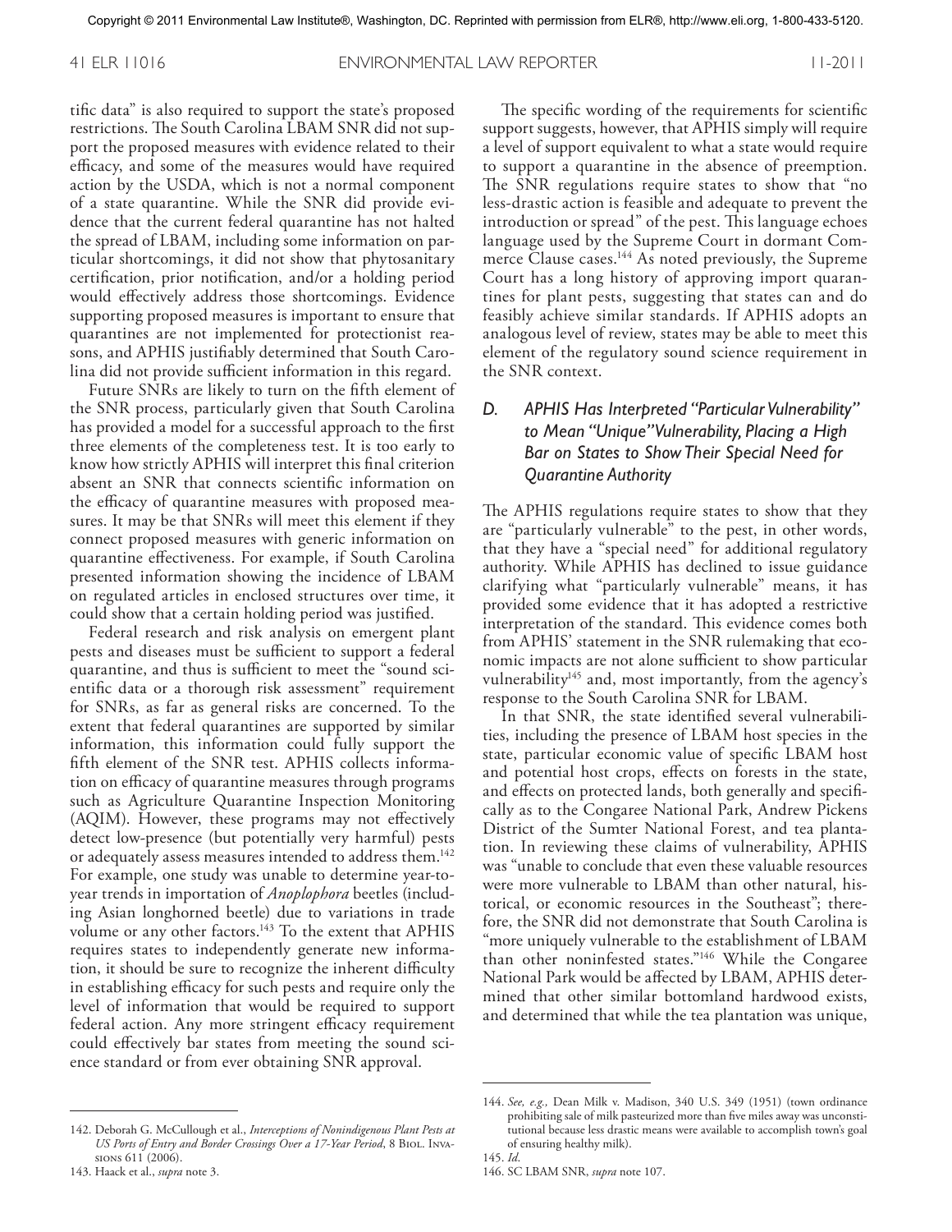tific data" is also required to support the state's proposed restrictions. The South Carolina LBAM SNR did not support the proposed measures with evidence related to their efficacy, and some of the measures would have required action by the USDA, which is not a normal component of a state quarantine. While the SNR did provide evidence that the current federal quarantine has not halted the spread of LBAM, including some information on particular shortcomings, it did not show that phytosanitary certification, prior notification, and/or a holding period would effectively address those shortcomings. Evidence supporting proposed measures is important to ensure that quarantines are not implemented for protectionist reasons, and APHIS justifiably determined that South Carolina did not provide sufficient information in this regard.

Future SNRs are likely to turn on the fifth element of the SNR process, particularly given that South Carolina has provided a model for a successful approach to the first three elements of the completeness test. It is too early to know how strictly APHIS will interpret this final criterion absent an SNR that connects scientific information on the efficacy of quarantine measures with proposed measures. It may be that SNRs will meet this element if they connect proposed measures with generic information on quarantine effectiveness. For example, if South Carolina presented information showing the incidence of LBAM on regulated articles in enclosed structures over time, it could show that a certain holding period was justified.

Federal research and risk analysis on emergent plant pests and diseases must be sufficient to support a federal quarantine, and thus is sufficient to meet the "sound scientific data or a thorough risk assessment" requirement for SNRs, as far as general risks are concerned. To the extent that federal quarantines are supported by similar information, this information could fully support the fifth element of the SNR test. APHIS collects information on efficacy of quarantine measures through programs such as Agriculture Quarantine Inspection Monitoring (AQIM). However, these programs may not effectively detect low-presence (but potentially very harmful) pests or adequately assess measures intended to address them.[142] For example, one study was unable to determine year-to-year trends in importation of *Anoplophora* beetles (including Asian longhorned beetle) due to variations in trade volume or any other factors.[143] To the extent that APHIS requires states to independently generate new information, it should be sure to recognize the inherent difficulty in establishing efficacy for such pests and require only the level of information that would be required to support federal action. Any more stringent efficacy requirement could effectively bar states from meeting the sound science standard or from ever obtaining SNR approval.

The specific wording of the requirements for scientific support suggests, however, that APHIS simply will require a level of support equivalent to what a state would require to support a quarantine in the absence of preemption. The SNR regulations require states to show that "no less-drastic action is feasible and adequate to prevent the introduction or spread" of the pest. This language echoes language used by the Supreme Court in dormant Commerce Clause cases.[144] As noted previously, the Supreme Court has a long history of approving import quarantines for plant pests, suggesting that states can and do feasibly achieve similar standards. If APHIS adopts an analogous level of review, states may be able to meet this element of the regulatory sound science requirement in the SNR context.

### D. *APHIS Has Interpreted "Particular Vulnerability" to Mean "Unique" Vulnerability, Placing a High Bar on States to Show Their Special Need for Quarantine Authority*

The APHIS regulations require states to show that they are "particularly vulnerable" to the pest, in other words, that they have a "special need" for additional regulatory authority. While APHIS has declined to issue guidance clarifying what "particularly vulnerable" means, it has provided some evidence that it has adopted a restrictive interpretation of the standard. This evidence comes both from APHIS' statement in the SNR rulemaking that economic impacts are not alone sufficient to show particular vulnerability[145] and, most importantly, from the agency's response to the South Carolina SNR for LBAM.

In that SNR, the state identified several vulnerabilities, including the presence of LBAM host species in the state, particular economic value of specific LBAM host and potential host crops, effects on forests in the state, and effects on protected lands, both generally and specifically as to the Congaree National Park, Andrew Pickens District of the Sumter National Forest, and tea plantation. In reviewing these claims of vulnerability, APHIS was "unable to conclude that even these valuable resources were more vulnerable to LBAM than other natural, historical, or economic resources in the Southeast"; therefore, the SNR did not demonstrate that South Carolina is "more uniquely vulnerable to the establishment of LBAM than other noninfested states."[146] While the Congaree National Park would be affected by LBAM, APHIS determined that other similar bottomland hardwood exists, and determined that while the tea plantation was unique,

---

142. Deborah G. McCullough et al., *Interceptions of Nonindigenous Plant Pests at US Ports of Entry and Border Crossings Over a 17-Year Period*, 8 Biol. Invasions 611 (2006).

143. Haack et al., *supra* note 3.

144. *See, e.g.,* Dean Milk v. Madison, 340 U.S. 349 (1951) (town ordinance prohibiting sale of milk pasteurized more than five miles away was unconstitutional because less drastic means were available to accomplish town's goal of ensuring healthy milk).

145. *Id.*

146. SC LBAM SNR, *supra* note 107.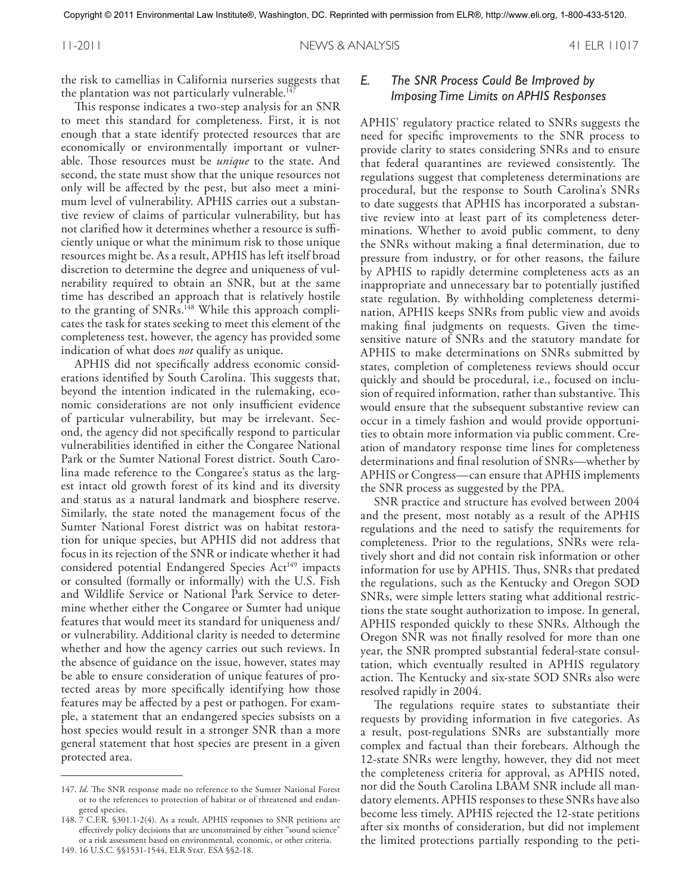the risk to camellias in California nurseries suggests that the plantation was not particularly vulnerable.[147]

This response indicates a two-step analysis for an SNR to meet this standard for completeness. First, it is not enough that a state identify protected resources that are economically or environmentally important or vulnerable. Those resources must be *unique* to the state. And second, the state must show that the unique resources not only will be affected by the pest, but also meet a minimum level of vulnerability. APHIS carries out a substantive review of claims of particular vulnerability, but has not clarified how it determines whether a resource is sufficiently unique or what the minimum risk to those unique resources might be. As a result, APHIS has left itself broad discretion to determine the degree and uniqueness of vulnerability required to obtain an SNR, but at the same time has described an approach that is relatively hostile to the granting of SNRs.[148] While this approach complicates the task for states seeking to meet this element of the completeness test, however, the agency has provided some indication of what does *not* qualify as unique.

APHIS did not specifically address economic considerations identified by South Carolina. This suggests that, beyond the intention indicated in the rulemaking, economic considerations are not only insufficient evidence of particular vulnerability, but may be irrelevant. Second, the agency did not specifically respond to particular vulnerabilities identified in either the Congaree National Park or the Sumter National Forest district. South Carolina made reference to the Congaree's status as the largest intact old growth forest of its kind and its diversity and status as a natural landmark and biosphere reserve. Similarly, the state noted the management focus of the Sumter National Forest district was on habitat restoration for unique species, but APHIS did not address that focus in its rejection of the SNR or indicate whether it had considered potential Endangered Species Act[149] impacts or consulted (formally or informally) with the U.S. Fish and Wildlife Service or National Park Service to determine whether either the Congaree or Sumter had unique features that would meet its standard for uniqueness and/or vulnerability. Additional clarity is needed to determine whether and how the agency carries out such reviews. In the absence of guidance on the issue, however, states may be able to ensure consideration of unique features of protected areas by more specifically identifying how those features may be affected by a pest or pathogen. For example, a statement that an endangered species subsists on a host species would result in a stronger SNR than a more general statement that host species are present in a given protected area.

### *E. The SNR Process Could Be Improved by Imposing Time Limits on APHIS Responses*

APHIS' regulatory practice related to SNRs suggests the need for specific improvements to the SNR process to provide clarity to states considering SNRs and to ensure that federal quarantines are reviewed consistently. The regulations suggest that completeness determinations are procedural, but the response to South Carolina's SNRs to date suggests that APHIS has incorporated a substantive review into at least part of its completeness determinations. Whether to avoid public comment, to deny the SNRs without making a final determination, due to pressure from industry, or for other reasons, the failure by APHIS to rapidly determine completeness acts as an inappropriate and unnecessary bar to potentially justified state regulation. By withholding completeness determination, APHIS keeps SNRs from public view and avoids making final judgments on requests. Given the time-sensitive nature of SNRs and the statutory mandate for APHIS to make determinations on SNRs submitted by states, completion of completeness reviews should occur quickly and should be procedural, i.e., focused on inclusion of required information, rather than substantive. This would ensure that the subsequent substantive review can occur in a timely fashion and would provide opportunities to obtain more information via public comment. Creation of mandatory response time lines for completeness determinations and final resolution of SNRs—whether by APHIS or Congress—can ensure that APHIS implements the SNR process as suggested by the PPA.

SNR practice and structure has evolved between 2004 and the present, most notably as a result of the APHIS regulations and the need to satisfy the requirements for completeness. Prior to the regulations, SNRs were relatively short and did not contain risk information or other information for use by APHIS. Thus, SNRs that predated the regulations, such as the Kentucky and Oregon SOD SNRs, were simple letters stating what additional restrictions the state sought authorization to impose. In general, APHIS responded quickly to these SNRs. Although the Oregon SNR was not finally resolved for more than one year, the SNR prompted substantial federal-state consultation, which eventually resulted in APHIS regulatory action. The Kentucky and six-state SOD SNRs also were resolved rapidly in 2004.

The regulations require states to substantiate their requests by providing information in five categories. As a result, post-regulations SNRs are substantially more complex and factual than their forebears. Although the 12-state SNRs were lengthy, however, they did not meet the completeness criteria for approval, as APHIS noted, nor did the South Carolina LBAM SNR include all mandatory elements. APHIS responses to these SNRs have also become less timely. APHIS rejected the 12-state petitions after six months of consideration, but did not implement the limited protections partially responding to the peti-

---

147. *Id*. The SNR response made no reference to the Sumter National Forest or to the references to protection of habitat or of threatened and endangered species.

148. 7 C.F.R. §301.1-2(4). As a result, APHIS responses to SNR petitions are effectively policy decisions that are unconstrained by either "sound science" or a risk assessment based on environmental, economic, or other criteria.

149. 16 U.S.C. §§1531-1544, ELR Stat. ESA §§2-18.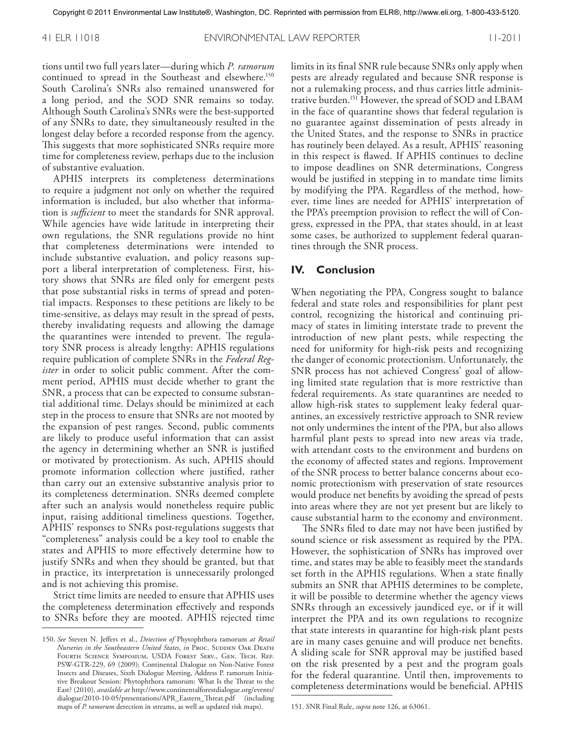tions until two full years later—during which *P. ramorum* continued to spread in the Southeast and elsewhere.[150] South Carolina's SNRs also remained unanswered for a long period, and the SOD SNR remains so today. Although South Carolina's SNRs were the best-supported of any SNRs to date, they simultaneously resulted in the longest delay before a recorded response from the agency. This suggests that more sophisticated SNRs require more time for completeness review, perhaps due to the inclusion of substantive evaluation.

APHIS interprets its completeness determinations to require a judgment not only on whether the required information is included, but also whether that information is *sufficient* to meet the standards for SNR approval. While agencies have wide latitude in interpreting their own regulations, the SNR regulations provide no hint that completeness determinations were intended to include substantive evaluation, and policy reasons support a liberal interpretation of completeness. First, history shows that SNRs are filed only for emergent pests that pose substantial risks in terms of spread and potential impacts. Responses to these petitions are likely to be time-sensitive, as delays may result in the spread of pests, thereby invalidating requests and allowing the damage the quarantines were intended to prevent. The regulatory SNR process is already lengthy: APHIS regulations require publication of complete SNRs in the *Federal Register* in order to solicit public comment. After the comment period, APHIS must decide whether to grant the SNR, a process that can be expected to consume substantial additional time. Delays should be minimized at each step in the process to ensure that SNRs are not mooted by the expansion of pest ranges. Second, public comments are likely to produce useful information that can assist the agency in determining whether an SNR is justified or motivated by protectionism. As such, APHIS should promote information collection where justified, rather than carry out an extensive substantive analysis prior to its completeness determination. SNRs deemed complete after such an analysis would nonetheless require public input, raising additional timeliness questions. Together, APHIS' responses to SNRs post-regulations suggests that "completeness" analysis could be a key tool to enable the states and APHIS to more effectively determine how to justify SNRs and when they should be granted, but that in practice, its interpretation is unnecessarily prolonged and is not achieving this promise.

Strict time limits are needed to ensure that APHIS uses the completeness determination effectively and responds to SNRs before they are mooted. APHIS rejected time limits in its final SNR rule because SNRs only apply when pests are already regulated and because SNR response is not a rulemaking process, and thus carries little administrative burden.[151] However, the spread of SOD and LBAM in the face of quarantine shows that federal regulation is no guarantee against dissemination of pests already in the United States, and the response to SNRs in practice has routinely been delayed. As a result, APHIS' reasoning in this respect is flawed. If APHIS continues to decline to impose deadlines on SNR determinations, Congress would be justified in stepping in to mandate time limits by modifying the PPA. Regardless of the method, however, time lines are needed for APHIS' interpretation of the PPA's preemption provision to reflect the will of Congress, expressed in the PPA, that states should, in at least some cases, be authorized to supplement federal quarantines through the SNR process.

## IV. Conclusion

When negotiating the PPA, Congress sought to balance federal and state roles and responsibilities for plant pest control, recognizing the historical and continuing primacy of states in limiting interstate trade to prevent the introduction of new plant pests, while respecting the need for uniformity for high-risk pests and recognizing the danger of economic protectionism. Unfortunately, the SNR process has not achieved Congress' goal of allowing limited state regulation that is more restrictive than federal requirements. As state quarantines are needed to allow high-risk states to supplement leaky federal quarantines, an excessively restrictive approach to SNR review not only undermines the intent of the PPA, but also allows harmful plant pests to spread into new areas via trade, with attendant costs to the environment and burdens on the economy of affected states and regions. Improvement of the SNR process to better balance concerns about economic protectionism with preservation of state resources would produce net benefits by avoiding the spread of pests into areas where they are not yet present but are likely to cause substantial harm to the economy and environment.

The SNRs filed to date may not have been justified by sound science or risk assessment as required by the PPA. However, the sophistication of SNRs has improved over time, and states may be able to feasibly meet the standards set forth in the APHIS regulations. When a state finally submits an SNR that APHIS determines to be complete, it will be possible to determine whether the agency views SNRs through an excessively jaundiced eye, or if it will interpret the PPA and its own regulations to recognize that state interests in quarantine for high-risk plant pests are in many cases genuine and will produce net benefits. A sliding scale for SNR approval may be justified based on the risk presented by a pest and the program goals for the federal quarantine. Until then, improvements to completeness determinations would be beneficial. APHIS

---

150. *See* Steven N. Jeffers et al., *Detection of* Phytophthora ramorum *at Retail Nurseries in the Southeastern United States*, *in* Proc. Sudden Oak Death Fourth Science Symposium, USDA Forest Serv., Gen. Tech. Rep. PSW-GTR-229, 69 (2009); Continental Dialogue on Non-Native Forest Insects and Diseases, Sixth Dialogue Meeting, Address P. ramorum Initiative Breakout Session: Phytophthora ramorum: What Is the Threat to the East? (2010), *available at* http://www.continentalforestdialogue.org/events/dialogue/2010-10-05/presentations/APR_Eastern_Threat.pdf (including maps of *P. ramorum* detection in streams, as well as updated risk maps).

151. SNR Final Rule, *supra* note 126, at 63061.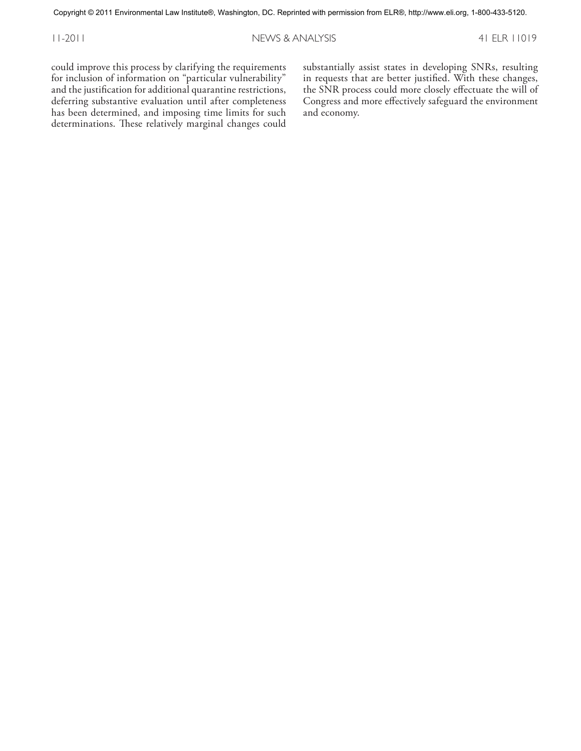could improve this process by clarifying the requirements for inclusion of information on "particular vulnerability" and the justification for additional quarantine restrictions, deferring substantive evaluation until after completeness has been determined, and imposing time limits for such determinations. These relatively marginal changes could substantially assist states in developing SNRs, resulting in requests that are better justified. With these changes, the SNR process could more closely effectuate the will of Congress and more effectively safeguard the environment and economy.